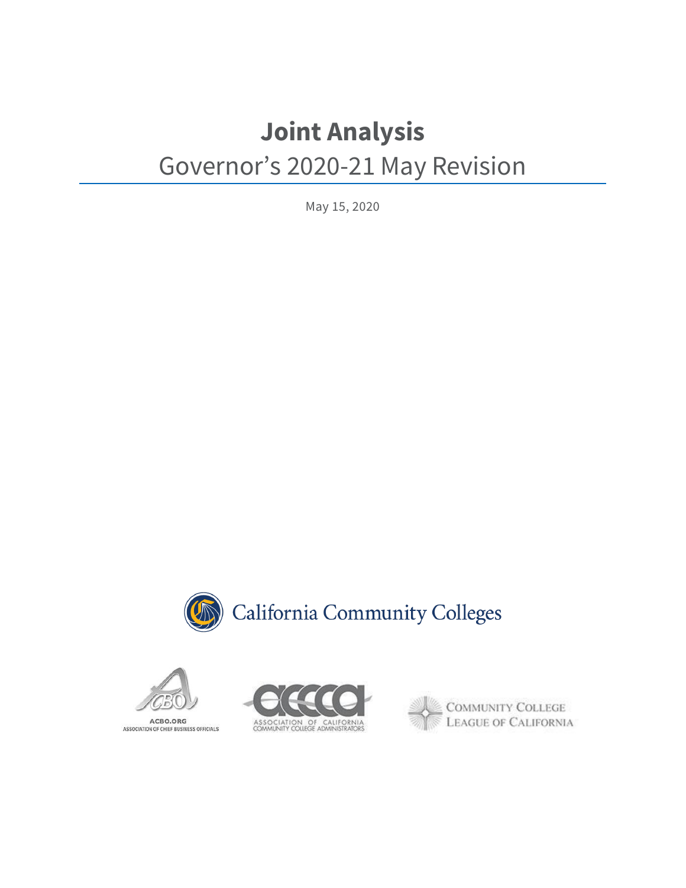# Joint Analysis

## Governor's 2020-21 May Revision

May 15, 2020

California Community Colleges

ACBO.ORG
ASSOCIATION OF CHIEF BUSINESS OFFICIALS

ASSOCIATION OF CALIFORNIA COMMUNITY COLLEGE ADMINISTRATORS

COMMUNITY COLLEGE LEAGUE OF CALIFORNIA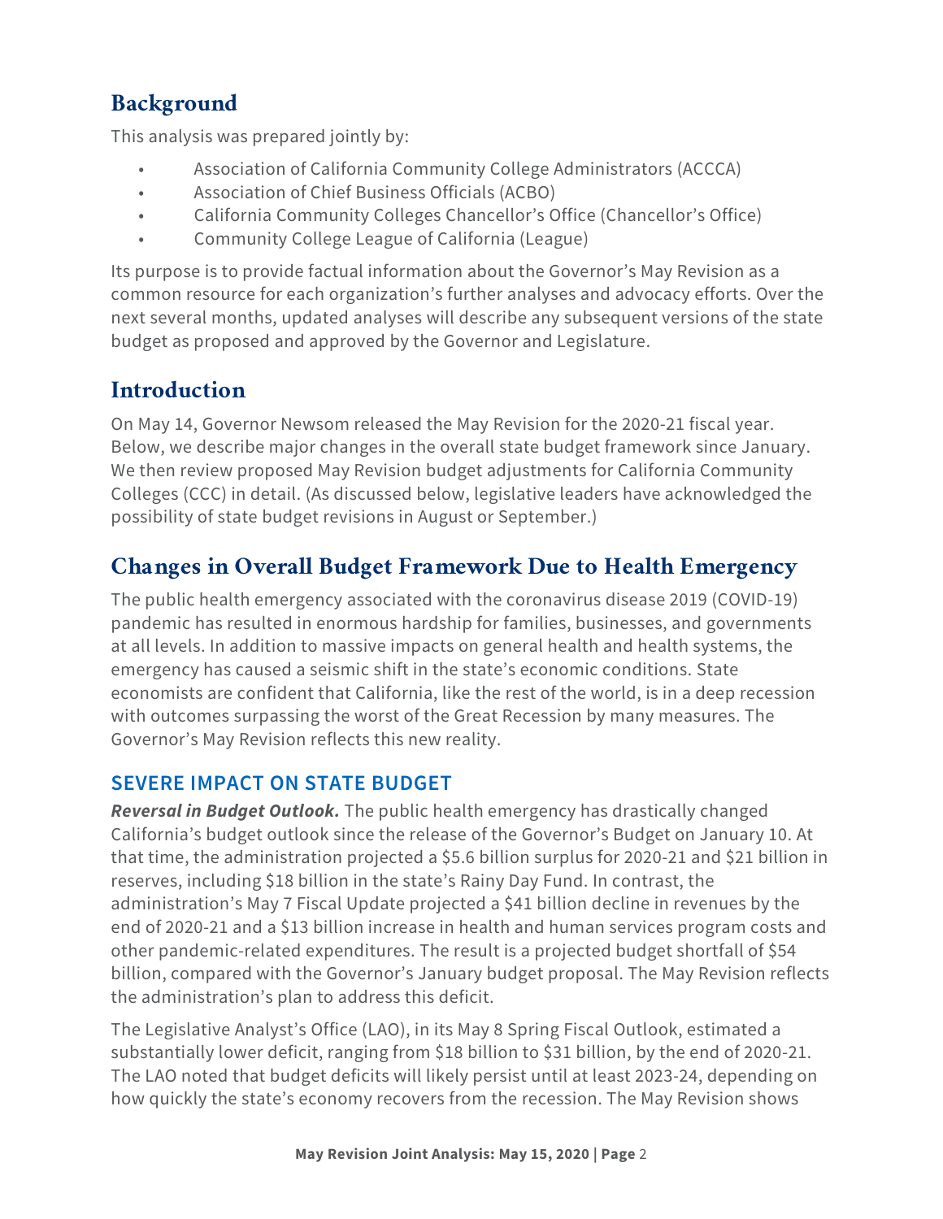## Background

This analysis was prepared jointly by:

- Association of California Community College Administrators (ACCCA)
- Association of Chief Business Officials (ACBO)
- California Community Colleges Chancellor's Office (Chancellor's Office)
- Community College League of California (League)

Its purpose is to provide factual information about the Governor's May Revision as a common resource for each organization's further analyses and advocacy efforts. Over the next several months, updated analyses will describe any subsequent versions of the state budget as proposed and approved by the Governor and Legislature.

## Introduction

On May 14, Governor Newsom released the May Revision for the 2020-21 fiscal year. Below, we describe major changes in the overall state budget framework since January. We then review proposed May Revision budget adjustments for California Community Colleges (CCC) in detail. (As discussed below, legislative leaders have acknowledged the possibility of state budget revisions in August or September.)

## Changes in Overall Budget Framework Due to Health Emergency

The public health emergency associated with the coronavirus disease 2019 (COVID-19) pandemic has resulted in enormous hardship for families, businesses, and governments at all levels. In addition to massive impacts on general health and health systems, the emergency has caused a seismic shift in the state's economic conditions. State economists are confident that California, like the rest of the world, is in a deep recession with outcomes surpassing the worst of the Great Recession by many measures. The Governor's May Revision reflects this new reality.

### SEVERE IMPACT ON STATE BUDGET

***Reversal in Budget Outlook.*** The public health emergency has drastically changed California's budget outlook since the release of the Governor's Budget on January 10. At that time, the administration projected a $5.6 billion surplus for 2020-21 and $21 billion in reserves, including $18 billion in the state's Rainy Day Fund. In contrast, the administration's May 7 Fiscal Update projected a $41 billion decline in revenues by the end of 2020-21 and a $13 billion increase in health and human services program costs and other pandemic-related expenditures. The result is a projected budget shortfall of $54 billion, compared with the Governor's January budget proposal. The May Revision reflects the administration's plan to address this deficit.

The Legislative Analyst's Office (LAO), in its May 8 Spring Fiscal Outlook, estimated a substantially lower deficit, ranging from $18 billion to $31 billion, by the end of 2020-21. The LAO noted that budget deficits will likely persist until at least 2023-24, depending on how quickly the state's economy recovers from the recession. The May Revision shows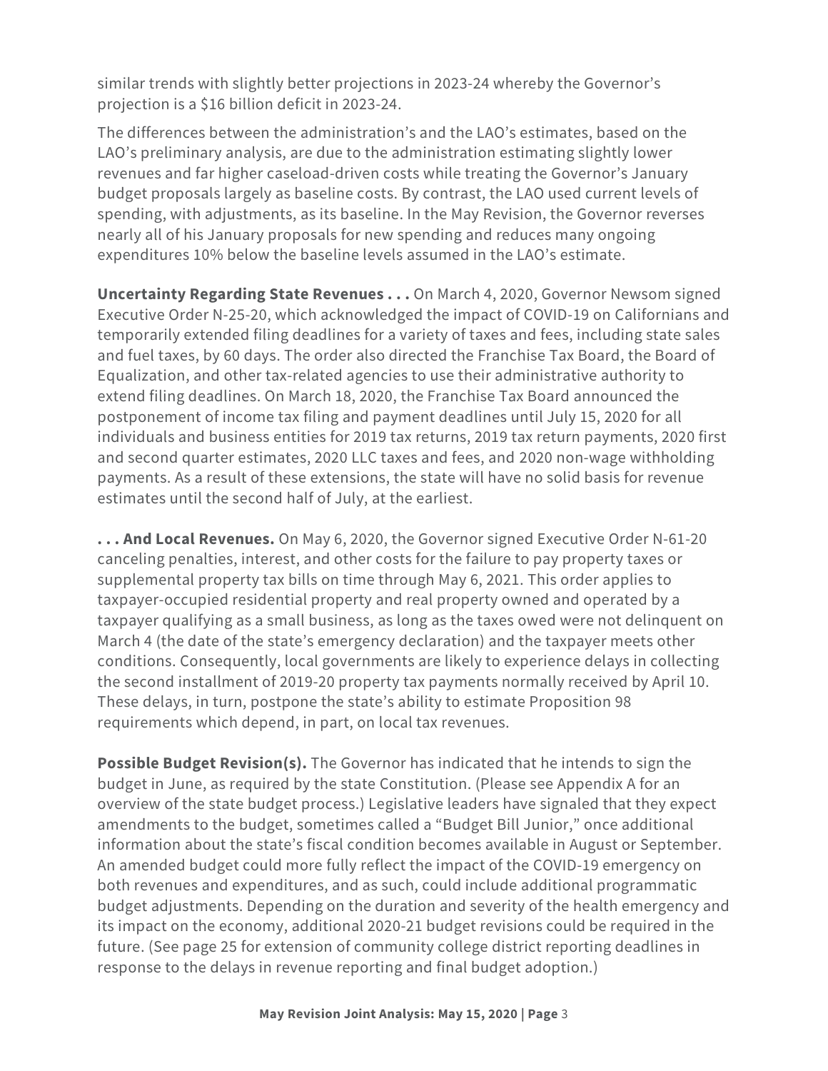similar trends with slightly better projections in 2023-24 whereby the Governor's projection is a $16 billion deficit in 2023-24.

The differences between the administration's and the LAO's estimates, based on the LAO's preliminary analysis, are due to the administration estimating slightly lower revenues and far higher caseload-driven costs while treating the Governor's January budget proposals largely as baseline costs. By contrast, the LAO used current levels of spending, with adjustments, as its baseline. In the May Revision, the Governor reverses nearly all of his January proposals for new spending and reduces many ongoing expenditures 10% below the baseline levels assumed in the LAO's estimate.

**Uncertainty Regarding State Revenues . . .** On March 4, 2020, Governor Newsom signed Executive Order N-25-20, which acknowledged the impact of COVID-19 on Californians and temporarily extended filing deadlines for a variety of taxes and fees, including state sales and fuel taxes, by 60 days. The order also directed the Franchise Tax Board, the Board of Equalization, and other tax-related agencies to use their administrative authority to extend filing deadlines. On March 18, 2020, the Franchise Tax Board announced the postponement of income tax filing and payment deadlines until July 15, 2020 for all individuals and business entities for 2019 tax returns, 2019 tax return payments, 2020 first and second quarter estimates, 2020 LLC taxes and fees, and 2020 non-wage withholding payments. As a result of these extensions, the state will have no solid basis for revenue estimates until the second half of July, at the earliest.

**. . . And Local Revenues.** On May 6, 2020, the Governor signed Executive Order N-61-20 canceling penalties, interest, and other costs for the failure to pay property taxes or supplemental property tax bills on time through May 6, 2021. This order applies to taxpayer-occupied residential property and real property owned and operated by a taxpayer qualifying as a small business, as long as the taxes owed were not delinquent on March 4 (the date of the state's emergency declaration) and the taxpayer meets other conditions. Consequently, local governments are likely to experience delays in collecting the second installment of 2019-20 property tax payments normally received by April 10. These delays, in turn, postpone the state's ability to estimate Proposition 98 requirements which depend, in part, on local tax revenues.

**Possible Budget Revision(s).** The Governor has indicated that he intends to sign the budget in June, as required by the state Constitution. (Please see Appendix A for an overview of the state budget process.) Legislative leaders have signaled that they expect amendments to the budget, sometimes called a "Budget Bill Junior," once additional information about the state's fiscal condition becomes available in August or September. An amended budget could more fully reflect the impact of the COVID-19 emergency on both revenues and expenditures, and as such, could include additional programmatic budget adjustments. Depending on the duration and severity of the health emergency and its impact on the economy, additional 2020-21 budget revisions could be required in the future. (See page 25 for extension of community college district reporting deadlines in response to the delays in revenue reporting and final budget adoption.)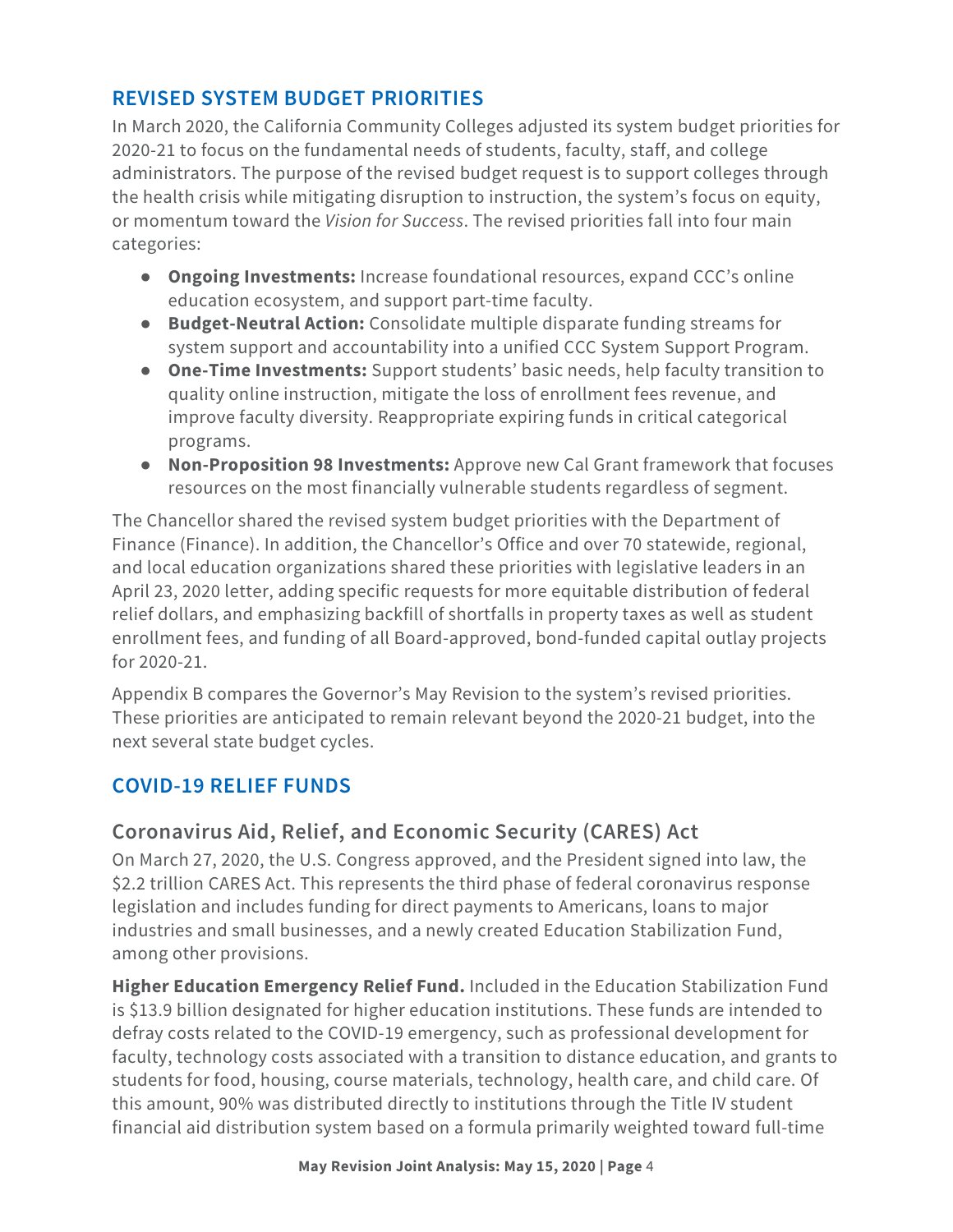## REVISED SYSTEM BUDGET PRIORITIES

In March 2020, the California Community Colleges adjusted its system budget priorities for 2020-21 to focus on the fundamental needs of students, faculty, staff, and college administrators. The purpose of the revised budget request is to support colleges through the health crisis while mitigating disruption to instruction, the system's focus on equity, or momentum toward the *Vision for Success*. The revised priorities fall into four main categories:

- **Ongoing Investments:** Increase foundational resources, expand CCC's online education ecosystem, and support part-time faculty.
- **Budget-Neutral Action:** Consolidate multiple disparate funding streams for system support and accountability into a unified CCC System Support Program.
- **One-Time Investments:** Support students' basic needs, help faculty transition to quality online instruction, mitigate the loss of enrollment fees revenue, and improve faculty diversity. Reappropriate expiring funds in critical categorical programs.
- **Non-Proposition 98 Investments:** Approve new Cal Grant framework that focuses resources on the most financially vulnerable students regardless of segment.

The Chancellor shared the revised system budget priorities with the Department of Finance (Finance). In addition, the Chancellor's Office and over 70 statewide, regional, and local education organizations shared these priorities with legislative leaders in an April 23, 2020 letter, adding specific requests for more equitable distribution of federal relief dollars, and emphasizing backfill of shortfalls in property taxes as well as student enrollment fees, and funding of all Board-approved, bond-funded capital outlay projects for 2020-21.

Appendix B compares the Governor's May Revision to the system's revised priorities. These priorities are anticipated to remain relevant beyond the 2020-21 budget, into the next several state budget cycles.

## COVID-19 RELIEF FUNDS

### Coronavirus Aid, Relief, and Economic Security (CARES) Act

On March 27, 2020, the U.S. Congress approved, and the President signed into law, the $2.2 trillion CARES Act. This represents the third phase of federal coronavirus response legislation and includes funding for direct payments to Americans, loans to major industries and small businesses, and a newly created Education Stabilization Fund, among other provisions.

**Higher Education Emergency Relief Fund.** Included in the Education Stabilization Fund is $13.9 billion designated for higher education institutions. These funds are intended to defray costs related to the COVID-19 emergency, such as professional development for faculty, technology costs associated with a transition to distance education, and grants to students for food, housing, course materials, technology, health care, and child care. Of this amount, 90% was distributed directly to institutions through the Title IV student financial aid distribution system based on a formula primarily weighted toward full-time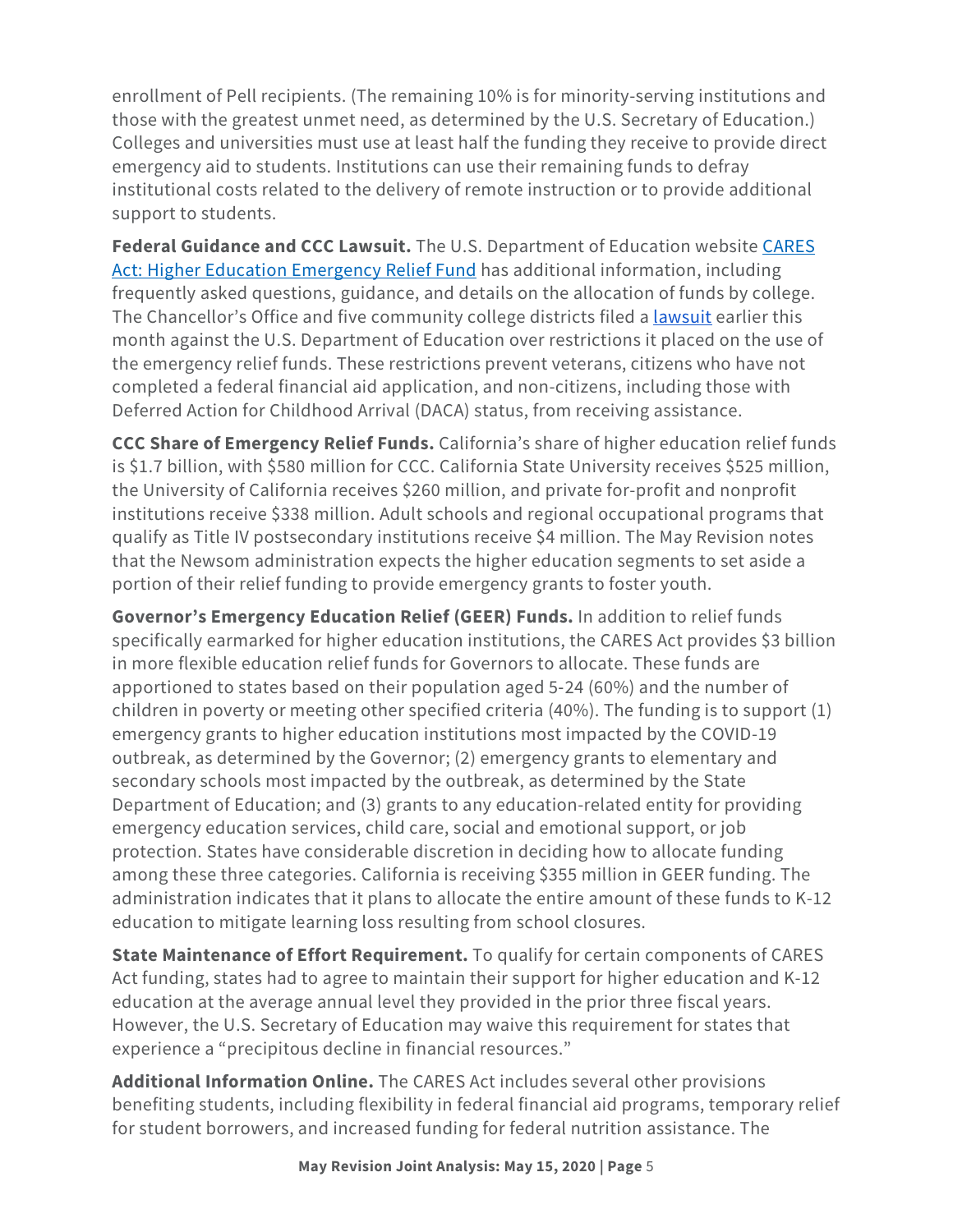enrollment of Pell recipients. (The remaining 10% is for minority-serving institutions and those with the greatest unmet need, as determined by the U.S. Secretary of Education.) Colleges and universities must use at least half the funding they receive to provide direct emergency aid to students. Institutions can use their remaining funds to defray institutional costs related to the delivery of remote instruction or to provide additional support to students.

**Federal Guidance and CCC Lawsuit.** The U.S. Department of Education website [CARES Act: Higher Education Emergency Relief Fund]() has additional information, including frequently asked questions, guidance, and details on the allocation of funds by college. The Chancellor's Office and five community college districts filed a [lawsuit]() earlier this month against the U.S. Department of Education over restrictions it placed on the use of the emergency relief funds. These restrictions prevent veterans, citizens who have not completed a federal financial aid application, and non-citizens, including those with Deferred Action for Childhood Arrival (DACA) status, from receiving assistance.

**CCC Share of Emergency Relief Funds.** California's share of higher education relief funds is $1.7 billion, with $580 million for CCC. California State University receives $525 million, the University of California receives $260 million, and private for-profit and nonprofit institutions receive $338 million. Adult schools and regional occupational programs that qualify as Title IV postsecondary institutions receive $4 million. The May Revision notes that the Newsom administration expects the higher education segments to set aside a portion of their relief funding to provide emergency grants to foster youth.

**Governor's Emergency Education Relief (GEER) Funds.** In addition to relief funds specifically earmarked for higher education institutions, the CARES Act provides $3 billion in more flexible education relief funds for Governors to allocate. These funds are apportioned to states based on their population aged 5-24 (60%) and the number of children in poverty or meeting other specified criteria (40%). The funding is to support (1) emergency grants to higher education institutions most impacted by the COVID-19 outbreak, as determined by the Governor; (2) emergency grants to elementary and secondary schools most impacted by the outbreak, as determined by the State Department of Education; and (3) grants to any education-related entity for providing emergency education services, child care, social and emotional support, or job protection. States have considerable discretion in deciding how to allocate funding among these three categories. California is receiving $355 million in GEER funding. The administration indicates that it plans to allocate the entire amount of these funds to K-12 education to mitigate learning loss resulting from school closures.

**State Maintenance of Effort Requirement.** To qualify for certain components of CARES Act funding, states had to agree to maintain their support for higher education and K-12 education at the average annual level they provided in the prior three fiscal years. However, the U.S. Secretary of Education may waive this requirement for states that experience a "precipitous decline in financial resources."

**Additional Information Online.** The CARES Act includes several other provisions benefiting students, including flexibility in federal financial aid programs, temporary relief for student borrowers, and increased funding for federal nutrition assistance. The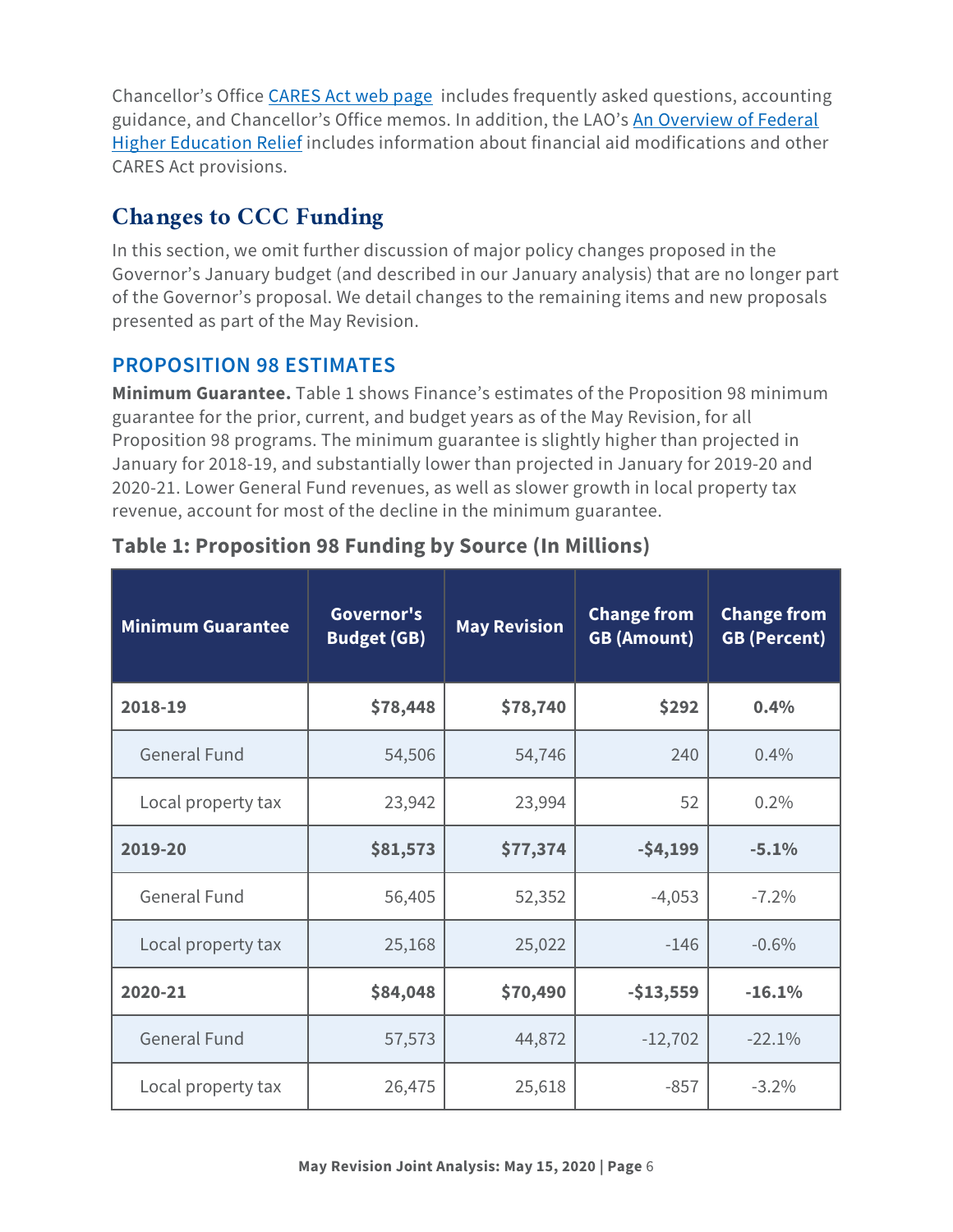Chancellor's Office CARES Act web page includes frequently asked questions, accounting guidance, and Chancellor's Office memos. In addition, the LAO's An Overview of Federal Higher Education Relief includes information about financial aid modifications and other CARES Act provisions.

## Changes to CCC Funding

In this section, we omit further discussion of major policy changes proposed in the Governor's January budget (and described in our January analysis) that are no longer part of the Governor's proposal. We detail changes to the remaining items and new proposals presented as part of the May Revision.

### PROPOSITION 98 ESTIMATES

**Minimum Guarantee.** Table 1 shows Finance's estimates of the Proposition 98 minimum guarantee for the prior, current, and budget years as of the May Revision, for all Proposition 98 programs. The minimum guarantee is slightly higher than projected in January for 2018-19, and substantially lower than projected in January for 2019-20 and 2020-21. Lower General Fund revenues, as well as slower growth in local property tax revenue, account for most of the decline in the minimum guarantee.

**Table 1: Proposition 98 Funding by Source (In Millions)**

| Minimum Guarantee | Governor's Budget (GB) | May Revision | Change from GB (Amount) | Change from GB (Percent) |
|---|---|---|---|---|
| **2018-19** | **$78,448** | **$78,740** | **$292** | **0.4%** |
| General Fund | 54,506 | 54,746 | 240 | 0.4% |
| Local property tax | 23,942 | 23,994 | 52 | 0.2% |
| **2019-20** | **$81,573** | **$77,374** | **-$4,199** | **-5.1%** |
| General Fund | 56,405 | 52,352 | -4,053 | -7.2% |
| Local property tax | 25,168 | 25,022 | -146 | -0.6% |
| **2020-21** | **$84,048** | **$70,490** | **-$13,559** | **-16.1%** |
| General Fund | 57,573 | 44,872 | -12,702 | -22.1% |
| Local property tax | 26,475 | 25,618 | -857 | -3.2% |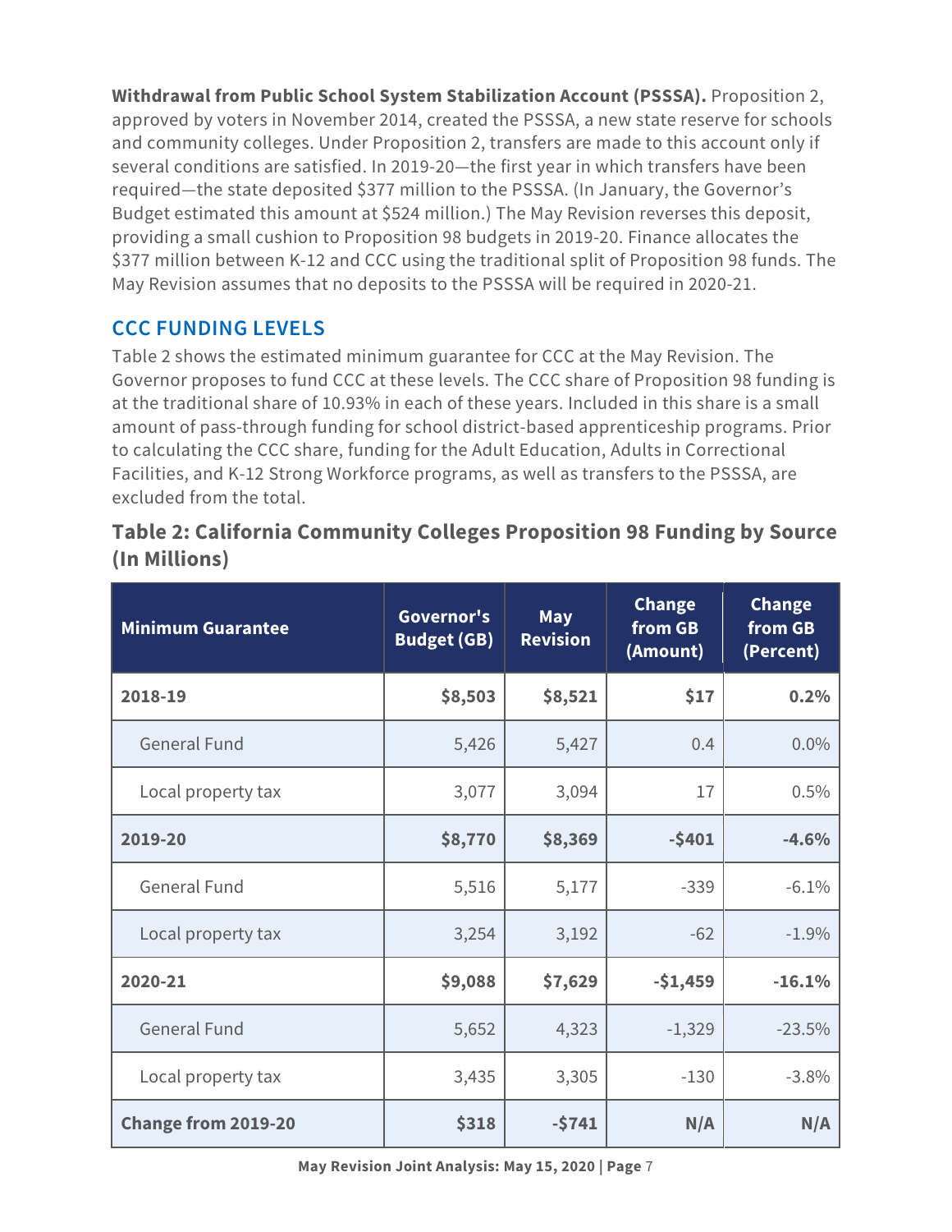**Withdrawal from Public School System Stabilization Account (PSSSA).** Proposition 2, approved by voters in November 2014, created the PSSSA, a new state reserve for schools and community colleges. Under Proposition 2, transfers are made to this account only if several conditions are satisfied. In 2019-20—the first year in which transfers have been required—the state deposited $377 million to the PSSSA. (In January, the Governor's Budget estimated this amount at $524 million.) The May Revision reverses this deposit, providing a small cushion to Proposition 98 budgets in 2019-20. Finance allocates the $377 million between K-12 and CCC using the traditional split of Proposition 98 funds. The May Revision assumes that no deposits to the PSSSA will be required in 2020-21.

## CCC FUNDING LEVELS

Table 2 shows the estimated minimum guarantee for CCC at the May Revision. The Governor proposes to fund CCC at these levels. The CCC share of Proposition 98 funding is at the traditional share of 10.93% in each of these years. Included in this share is a small amount of pass-through funding for school district-based apprenticeship programs. Prior to calculating the CCC share, funding for the Adult Education, Adults in Correctional Facilities, and K-12 Strong Workforce programs, as well as transfers to the PSSSA, are excluded from the total.

### Table 2: California Community Colleges Proposition 98 Funding by Source (In Millions)

| Minimum Guarantee | Governor's Budget (GB) | May Revision | Change from GB (Amount) | Change from GB (Percent) |
|---|---|---|---|---|
| **2018-19** | **$8,503** | **$8,521** | **$17** | **0.2%** |
| General Fund | 5,426 | 5,427 | 0.4 | 0.0% |
| Local property tax | 3,077 | 3,094 | 17 | 0.5% |
| **2019-20** | **$8,770** | **$8,369** | **-$401** | **-4.6%** |
| General Fund | 5,516 | 5,177 | -339 | -6.1% |
| Local property tax | 3,254 | 3,192 | -62 | -1.9% |
| **2020-21** | **$9,088** | **$7,629** | **-$1,459** | **-16.1%** |
| General Fund | 5,652 | 4,323 | -1,329 | -23.5% |
| Local property tax | 3,435 | 3,305 | -130 | -3.8% |
| **Change from 2019-20** | **$318** | **-$741** | **N/A** | **N/A** |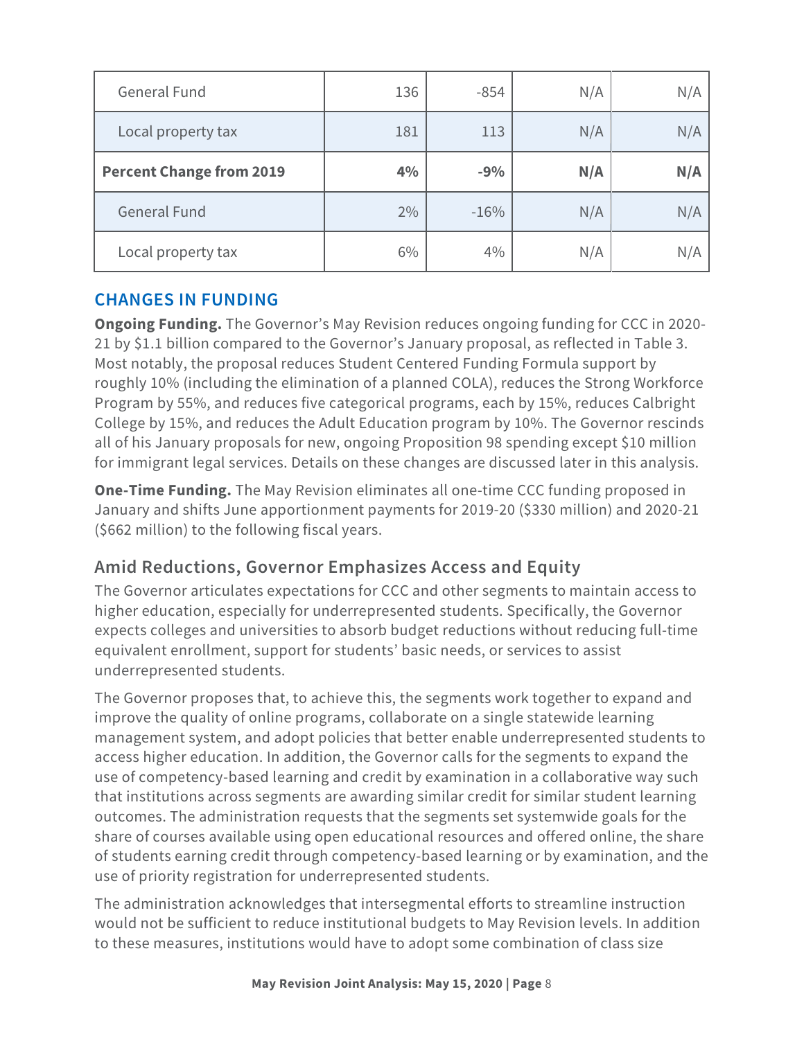| | | | | |
|---|---|---|---|---|
| General Fund | 136 | -854 | N/A | N/A |
| Local property tax | 181 | 113 | N/A | N/A |
| **Percent Change from 2019** | **4%** | **-9%** | **N/A** | **N/A** |
| General Fund | 2% | -16% | N/A | N/A |
| Local property tax | 6% | 4% | N/A | N/A |

## CHANGES IN FUNDING

**Ongoing Funding.** The Governor's May Revision reduces ongoing funding for CCC in 2020-21 by $1.1 billion compared to the Governor's January proposal, as reflected in Table 3. Most notably, the proposal reduces Student Centered Funding Formula support by roughly 10% (including the elimination of a planned COLA), reduces the Strong Workforce Program by 55%, and reduces five categorical programs, each by 15%, reduces Calbright College by 15%, and reduces the Adult Education program by 10%. The Governor rescinds all of his January proposals for new, ongoing Proposition 98 spending except $10 million for immigrant legal services. Details on these changes are discussed later in this analysis.

**One-Time Funding.** The May Revision eliminates all one-time CCC funding proposed in January and shifts June apportionment payments for 2019-20 ($330 million) and 2020-21 ($662 million) to the following fiscal years.

### Amid Reductions, Governor Emphasizes Access and Equity

The Governor articulates expectations for CCC and other segments to maintain access to higher education, especially for underrepresented students. Specifically, the Governor expects colleges and universities to absorb budget reductions without reducing full-time equivalent enrollment, support for students' basic needs, or services to assist underrepresented students.

The Governor proposes that, to achieve this, the segments work together to expand and improve the quality of online programs, collaborate on a single statewide learning management system, and adopt policies that better enable underrepresented students to access higher education. In addition, the Governor calls for the segments to expand the use of competency-based learning and credit by examination in a collaborative way such that institutions across segments are awarding similar credit for similar student learning outcomes. The administration requests that the segments set systemwide goals for the share of courses available using open educational resources and offered online, the share of students earning credit through competency-based learning or by examination, and the use of priority registration for underrepresented students.

The administration acknowledges that intersegmental efforts to streamline instruction would not be sufficient to reduce institutional budgets to May Revision levels. In addition to these measures, institutions would have to adopt some combination of class size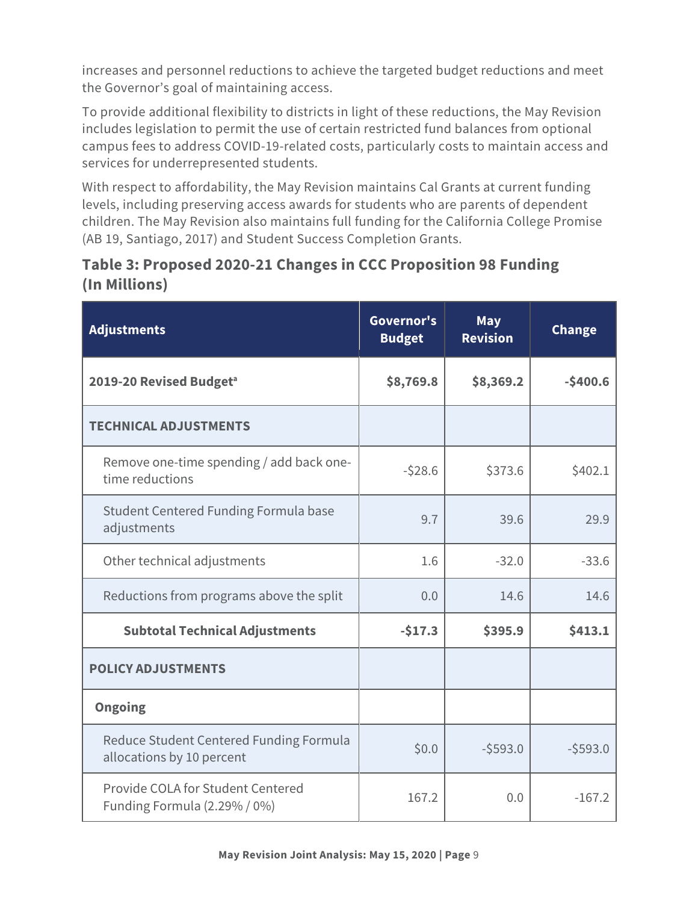increases and personnel reductions to achieve the targeted budget reductions and meet the Governor's goal of maintaining access.

To provide additional flexibility to districts in light of these reductions, the May Revision includes legislation to permit the use of certain restricted fund balances from optional campus fees to address COVID-19-related costs, particularly costs to maintain access and services for underrepresented students.

With respect to affordability, the May Revision maintains Cal Grants at current funding levels, including preserving access awards for students who are parents of dependent children. The May Revision also maintains full funding for the California College Promise (AB 19, Santiago, 2017) and Student Success Completion Grants.

### Table 3: Proposed 2020-21 Changes in CCC Proposition 98 Funding (In Millions)

| Adjustments | Governor's Budget | May Revision | Change |
|---|---|---|---|
| **2019-20 Revised Budget[a]** | **$8,769.8** | **$8,369.2** | **-$400.6** |
| **TECHNICAL ADJUSTMENTS** | | | |
| Remove one-time spending / add back one-time reductions | -$28.6 | $373.6 | $402.1 |
| Student Centered Funding Formula base adjustments | 9.7 | 39.6 | 29.9 |
| Other technical adjustments | 1.6 | -32.0 | -33.6 |
| Reductions from programs above the split | 0.0 | 14.6 | 14.6 |
| **Subtotal Technical Adjustments** | **-$17.3** | **$395.9** | **$413.1** |
| **POLICY ADJUSTMENTS** | | | |
| **Ongoing** | | | |
| Reduce Student Centered Funding Formula allocations by 10 percent | $0.0 | -$593.0 | -$593.0 |
| Provide COLA for Student Centered Funding Formula (2.29% / 0%) | 167.2 | 0.0 | -167.2 |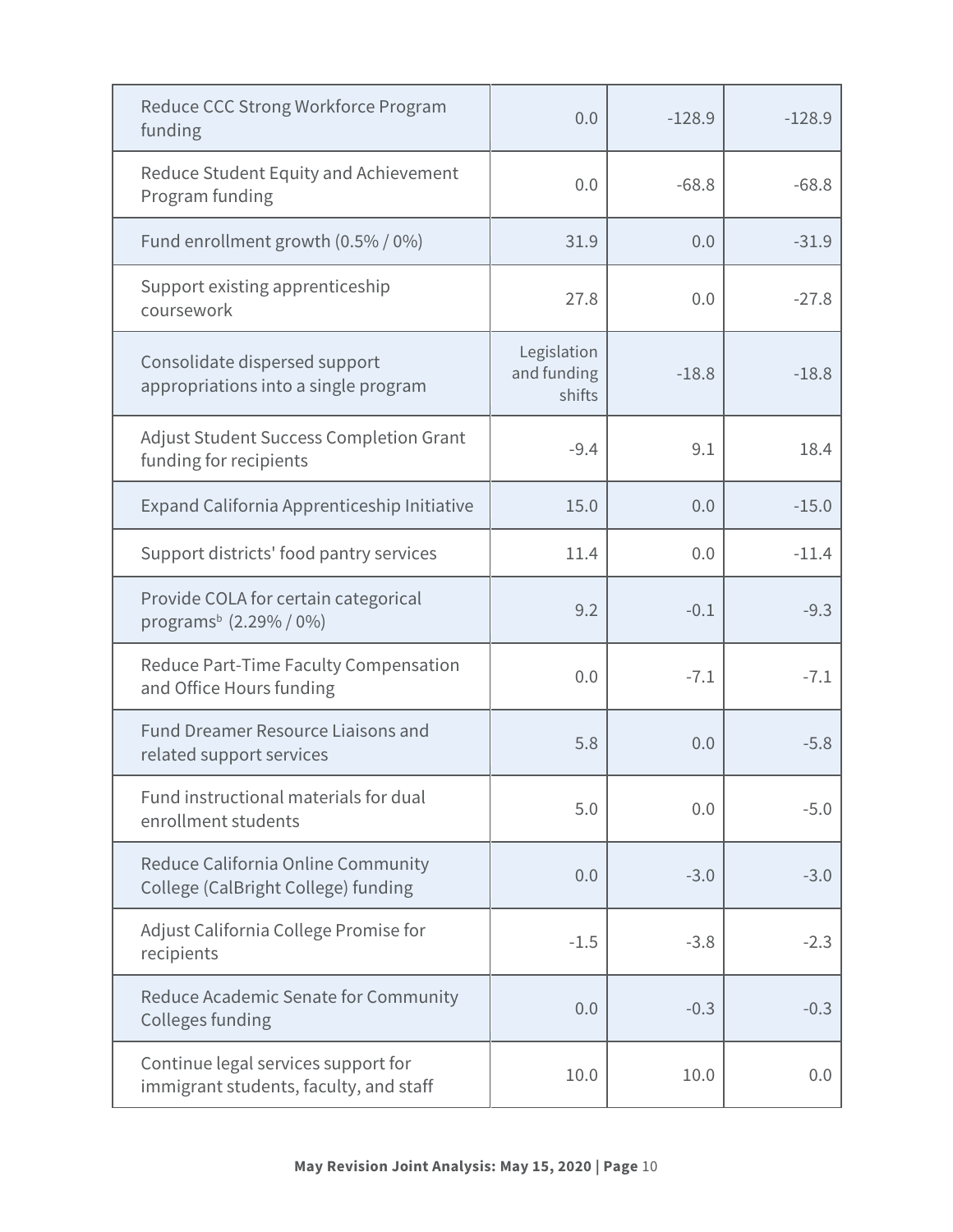| | | | |
|---|---|---|---|
| Reduce CCC Strong Workforce Program funding | 0.0 | -128.9 | -128.9 |
| Reduce Student Equity and Achievement Program funding | 0.0 | -68.8 | -68.8 |
| Fund enrollment growth (0.5% / 0%) | 31.9 | 0.0 | -31.9 |
| Support existing apprenticeship coursework | 27.8 | 0.0 | -27.8 |
| Consolidate dispersed support appropriations into a single program | Legislation and funding shifts | -18.8 | -18.8 |
| Adjust Student Success Completion Grant funding for recipients | -9.4 | 9.1 | 18.4 |
| Expand California Apprenticeship Initiative | 15.0 | 0.0 | -15.0 |
| Support districts' food pantry services | 11.4 | 0.0 | -11.4 |
| Provide COLA for certain categorical programs[b] (2.29% / 0%) | 9.2 | -0.1 | -9.3 |
| Reduce Part-Time Faculty Compensation and Office Hours funding | 0.0 | -7.1 | -7.1 |
| Fund Dreamer Resource Liaisons and related support services | 5.8 | 0.0 | -5.8 |
| Fund instructional materials for dual enrollment students | 5.0 | 0.0 | -5.0 |
| Reduce California Online Community College (CalBright College) funding | 0.0 | -3.0 | -3.0 |
| Adjust California College Promise for recipients | -1.5 | -3.8 | -2.3 |
| Reduce Academic Senate for Community Colleges funding | 0.0 | -0.3 | -0.3 |
| Continue legal services support for immigrant students, faculty, and staff | 10.0 | 10.0 | 0.0 |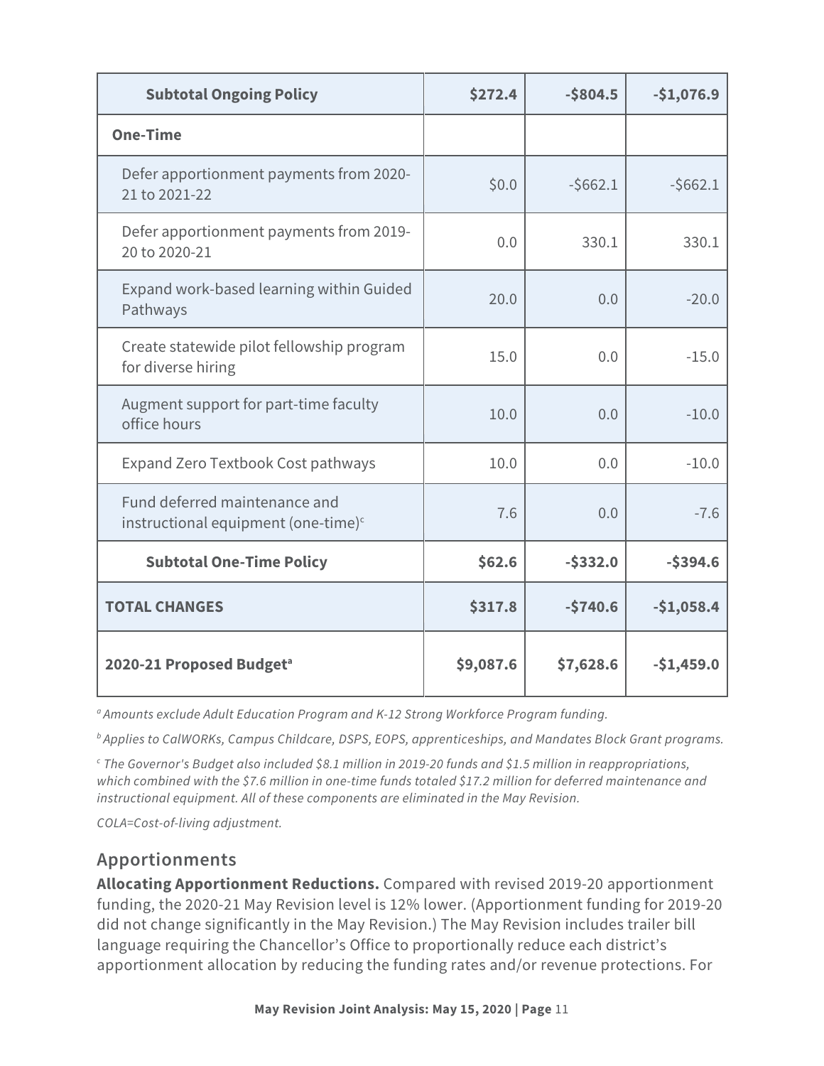| | | | |
|---|---|---|---|
| **Subtotal Ongoing Policy** | **$272.4** | **-$804.5** | **-$1,076.9** |
| **One-Time** | | | |
| Defer apportionment payments from 2020-21 to 2021-22 | $0.0 | -$662.1 | -$662.1 |
| Defer apportionment payments from 2019-20 to 2020-21 | 0.0 | 330.1 | 330.1 |
| Expand work-based learning within Guided Pathways | 20.0 | 0.0 | -20.0 |
| Create statewide pilot fellowship program for diverse hiring | 15.0 | 0.0 | -15.0 |
| Augment support for part-time faculty office hours | 10.0 | 0.0 | -10.0 |
| Expand Zero Textbook Cost pathways | 10.0 | 0.0 | -10.0 |
| Fund deferred maintenance and instructional equipment (one-time)[c] | 7.6 | 0.0 | -7.6 |
| **Subtotal One-Time Policy** | **$62.6** | **-$332.0** | **-$394.6** |
| **TOTAL CHANGES** | **$317.8** | **-$740.6** | **-$1,058.4** |
| **2020-21 Proposed Budget[a]** | **$9,087.6** | **$7,628.6** | **-$1,459.0** |

*[a] Amounts exclude Adult Education Program and K-12 Strong Workforce Program funding.*

*[b] Applies to CalWORKs, Campus Childcare, DSPS, EOPS, apprenticeships, and Mandates Block Grant programs.*

*[c] The Governor's Budget also included $8.1 million in 2019-20 funds and $1.5 million in reappropriations, which combined with the $7.6 million in one-time funds totaled $17.2 million for deferred maintenance and instructional equipment. All of these components are eliminated in the May Revision.*

*COLA=Cost-of-living adjustment.*

## Apportionments

**Allocating Apportionment Reductions.** Compared with revised 2019-20 apportionment funding, the 2020-21 May Revision level is 12% lower. (Apportionment funding for 2019-20 did not change significantly in the May Revision.) The May Revision includes trailer bill language requiring the Chancellor's Office to proportionally reduce each district's apportionment allocation by reducing the funding rates and/or revenue protections. For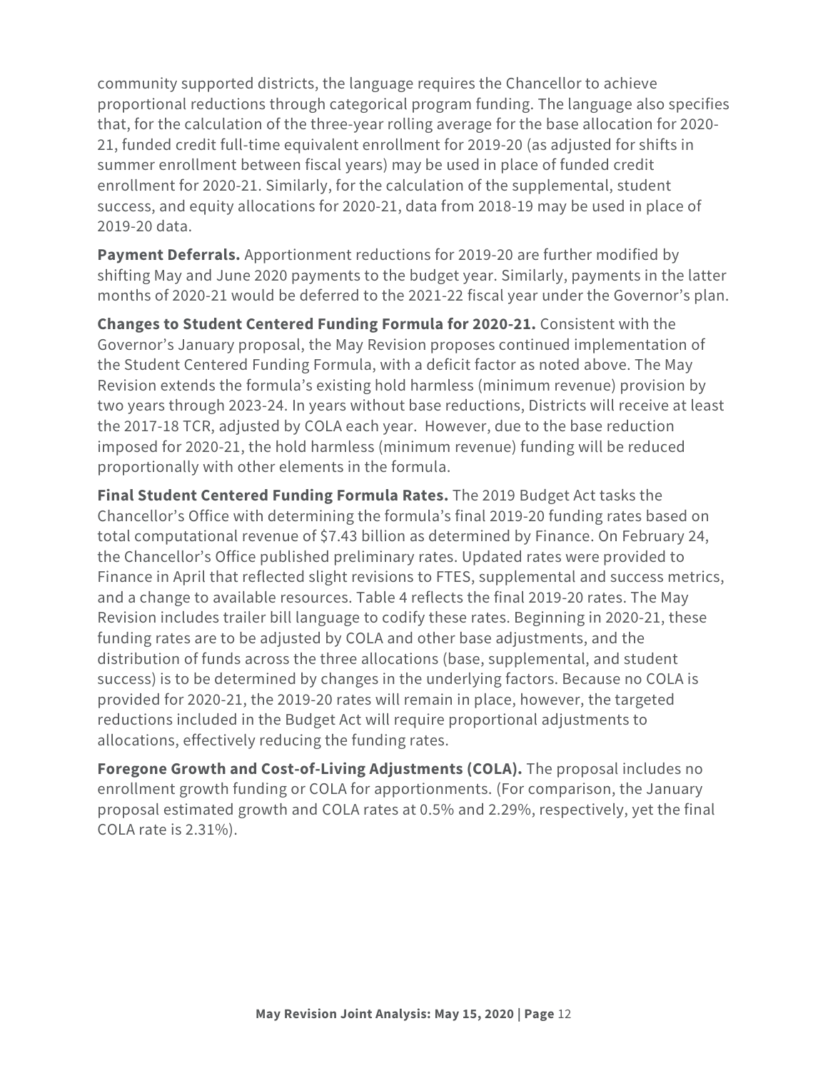community supported districts, the language requires the Chancellor to achieve proportional reductions through categorical program funding. The language also specifies that, for the calculation of the three-year rolling average for the base allocation for 2020-21, funded credit full-time equivalent enrollment for 2019-20 (as adjusted for shifts in summer enrollment between fiscal years) may be used in place of funded credit enrollment for 2020-21. Similarly, for the calculation of the supplemental, student success, and equity allocations for 2020-21, data from 2018-19 may be used in place of 2019-20 data.

**Payment Deferrals.** Apportionment reductions for 2019-20 are further modified by shifting May and June 2020 payments to the budget year. Similarly, payments in the latter months of 2020-21 would be deferred to the 2021-22 fiscal year under the Governor's plan.

**Changes to Student Centered Funding Formula for 2020-21.** Consistent with the Governor's January proposal, the May Revision proposes continued implementation of the Student Centered Funding Formula, with a deficit factor as noted above. The May Revision extends the formula's existing hold harmless (minimum revenue) provision by two years through 2023-24. In years without base reductions, Districts will receive at least the 2017-18 TCR, adjusted by COLA each year. However, due to the base reduction imposed for 2020-21, the hold harmless (minimum revenue) funding will be reduced proportionally with other elements in the formula.

**Final Student Centered Funding Formula Rates.** The 2019 Budget Act tasks the Chancellor's Office with determining the formula's final 2019-20 funding rates based on total computational revenue of $7.43 billion as determined by Finance. On February 24, the Chancellor's Office published preliminary rates. Updated rates were provided to Finance in April that reflected slight revisions to FTES, supplemental and success metrics, and a change to available resources. Table 4 reflects the final 2019-20 rates. The May Revision includes trailer bill language to codify these rates. Beginning in 2020-21, these funding rates are to be adjusted by COLA and other base adjustments, and the distribution of funds across the three allocations (base, supplemental, and student success) is to be determined by changes in the underlying factors. Because no COLA is provided for 2020-21, the 2019-20 rates will remain in place, however, the targeted reductions included in the Budget Act will require proportional adjustments to allocations, effectively reducing the funding rates.

**Foregone Growth and Cost-of-Living Adjustments (COLA).** The proposal includes no enrollment growth funding or COLA for apportionments. (For comparison, the January proposal estimated growth and COLA rates at 0.5% and 2.29%, respectively, yet the final COLA rate is 2.31%).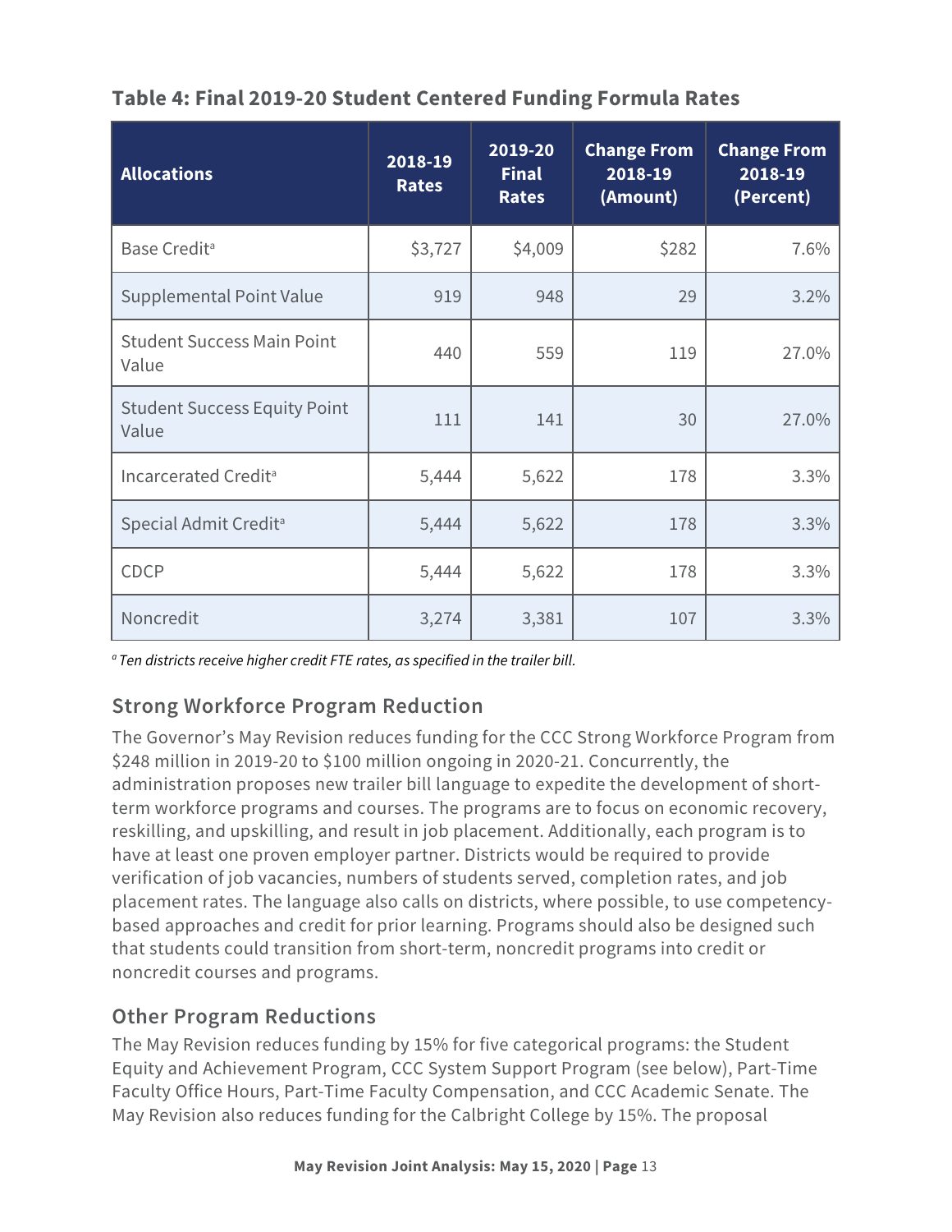**Table 4: Final 2019-20 Student Centered Funding Formula Rates**

| Allocations | 2018-19 Rates | 2019-20 Final Rates | Change From 2018-19 (Amount) | Change From 2018-19 (Percent) |
|---|---|---|---|---|
| Base Credit[a] | $3,727 | $4,009 | $282 | 7.6% |
| Supplemental Point Value | 919 | 948 | 29 | 3.2% |
| Student Success Main Point Value | 440 | 559 | 119 | 27.0% |
| Student Success Equity Point Value | 111 | 141 | 30 | 27.0% |
| Incarcerated Credit[a] | 5,444 | 5,622 | 178 | 3.3% |
| Special Admit Credit[a] | 5,444 | 5,622 | 178 | 3.3% |
| CDCP | 5,444 | 5,622 | 178 | 3.3% |
| Noncredit | 3,274 | 3,381 | 107 | 3.3% |

*[a] Ten districts receive higher credit FTE rates, as specified in the trailer bill.*

## Strong Workforce Program Reduction

The Governor's May Revision reduces funding for the CCC Strong Workforce Program from $248 million in 2019-20 to $100 million ongoing in 2020-21. Concurrently, the administration proposes new trailer bill language to expedite the development of short-term workforce programs and courses. The programs are to focus on economic recovery, reskilling, and upskilling, and result in job placement. Additionally, each program is to have at least one proven employer partner. Districts would be required to provide verification of job vacancies, numbers of students served, completion rates, and job placement rates. The language also calls on districts, where possible, to use competency-based approaches and credit for prior learning. Programs should also be designed such that students could transition from short-term, noncredit programs into credit or noncredit courses and programs.

## Other Program Reductions

The May Revision reduces funding by 15% for five categorical programs: the Student Equity and Achievement Program, CCC System Support Program (see below), Part-Time Faculty Office Hours, Part-Time Faculty Compensation, and CCC Academic Senate. The May Revision also reduces funding for the Calbright College by 15%. The proposal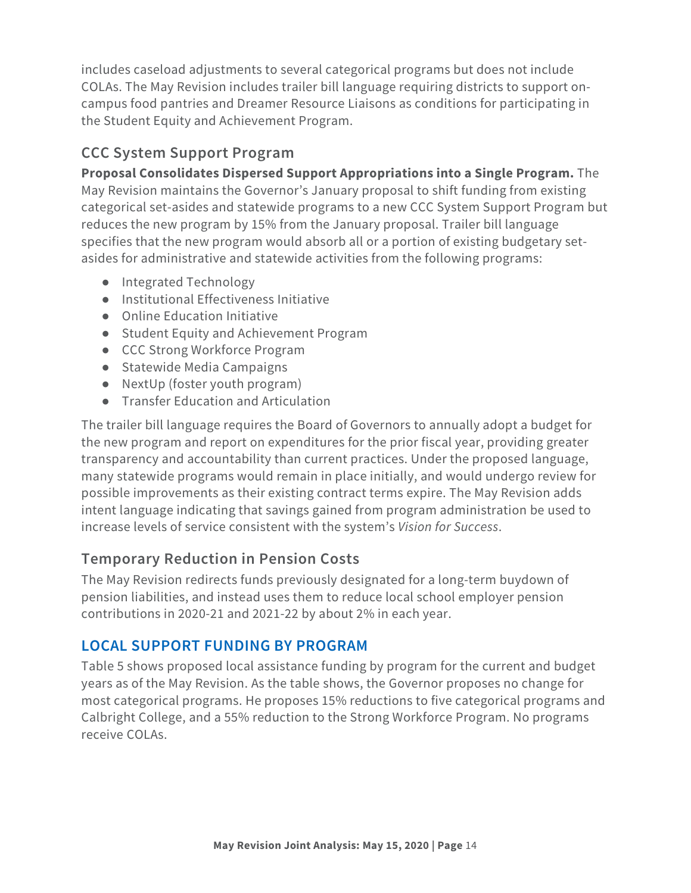includes caseload adjustments to several categorical programs but does not include COLAs. The May Revision includes trailer bill language requiring districts to support on-campus food pantries and Dreamer Resource Liaisons as conditions for participating in the Student Equity and Achievement Program.

### CCC System Support Program

**Proposal Consolidates Dispersed Support Appropriations into a Single Program.** The May Revision maintains the Governor's January proposal to shift funding from existing categorical set-asides and statewide programs to a new CCC System Support Program but reduces the new program by 15% from the January proposal. Trailer bill language specifies that the new program would absorb all or a portion of existing budgetary set-asides for administrative and statewide activities from the following programs:

- Integrated Technology
- Institutional Effectiveness Initiative
- Online Education Initiative
- Student Equity and Achievement Program
- CCC Strong Workforce Program
- Statewide Media Campaigns
- NextUp (foster youth program)
- Transfer Education and Articulation

The trailer bill language requires the Board of Governors to annually adopt a budget for the new program and report on expenditures for the prior fiscal year, providing greater transparency and accountability than current practices. Under the proposed language, many statewide programs would remain in place initially, and would undergo review for possible improvements as their existing contract terms expire. The May Revision adds intent language indicating that savings gained from program administration be used to increase levels of service consistent with the system's *Vision for Success*.

### Temporary Reduction in Pension Costs

The May Revision redirects funds previously designated for a long-term buydown of pension liabilities, and instead uses them to reduce local school employer pension contributions in 2020-21 and 2021-22 by about 2% in each year.

## LOCAL SUPPORT FUNDING BY PROGRAM

Table 5 shows proposed local assistance funding by program for the current and budget years as of the May Revision. As the table shows, the Governor proposes no change for most categorical programs. He proposes 15% reductions to five categorical programs and Calbright College, and a 55% reduction to the Strong Workforce Program. No programs receive COLAs.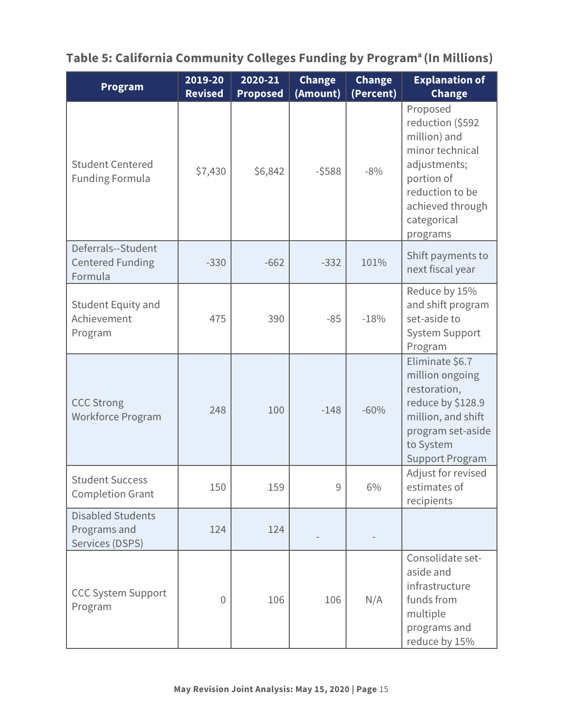**Table 5: California Community Colleges Funding by Program[a] (In Millions)**

| Program | 2019-20 Revised | 2020-21 Proposed | Change (Amount) | Change (Percent) | Explanation of Change |
|---|---|---|---|---|---|
| Student Centered Funding Formula | $7,430 | $6,842 | -$588 | -8% | Proposed reduction ($592 million) and minor technical adjustments; portion of reduction to be achieved through categorical programs |
| Deferrals--Student Centered Funding Formula | -330 | -662 | -332 | 101% | Shift payments to next fiscal year |
| Student Equity and Achievement Program | 475 | 390 | -85 | -18% | Reduce by 15% and shift program set-aside to System Support Program |
| CCC Strong Workforce Program | 248 | 100 | -148 | -60% | Eliminate $6.7 million ongoing restoration, reduce by $128.9 million, and shift program set-aside to System Support Program |
| Student Success Completion Grant | 150 | 159 | 9 | 6% | Adjust for revised estimates of recipients |
| Disabled Students Programs and Services (DSPS) | 124 | 124 | - | - | |
| CCC System Support Program | 0 | 106 | 106 | N/A | Consolidate set-aside and infrastructure funds from multiple programs and reduce by 15% |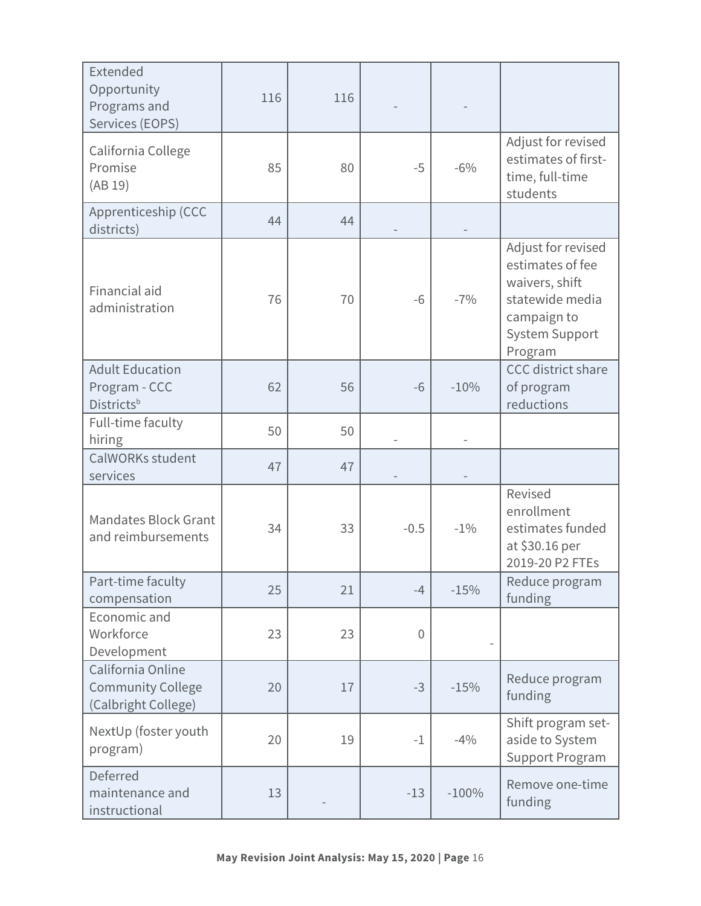| | | | | | |
|---|---|---|---|---|---|
| Extended Opportunity Programs and Services (EOPS) | 116 | 116 | - | - | |
| California College Promise (AB 19) | 85 | 80 | -5 | -6% | Adjust for revised estimates of first-time, full-time students |
| Apprenticeship (CCC districts) | 44 | 44 | - | - | |
| Financial aid administration | 76 | 70 | -6 | -7% | Adjust for revised estimates of fee waivers, shift statewide media campaign to System Support Program |
| Adult Education Program - CCC Districts[b] | 62 | 56 | -6 | -10% | CCC district share of program reductions |
| Full-time faculty hiring | 50 | 50 | - | - | |
| CalWORKs student services | 47 | 47 | - | - | |
| Mandates Block Grant and reimbursements | 34 | 33 | -0.5 | -1% | Revised enrollment estimates funded at $30.16 per 2019-20 P2 FTEs |
| Part-time faculty compensation | 25 | 21 | -4 | -15% | Reduce program funding |
| Economic and Workforce Development | 23 | 23 | 0 | - | |
| California Online Community College (Calbright College) | 20 | 17 | -3 | -15% | Reduce program funding |
| NextUp (foster youth program) | 20 | 19 | -1 | -4% | Shift program set-aside to System Support Program |
| Deferred maintenance and instructional | 13 | - | -13 | -100% | Remove one-time funding |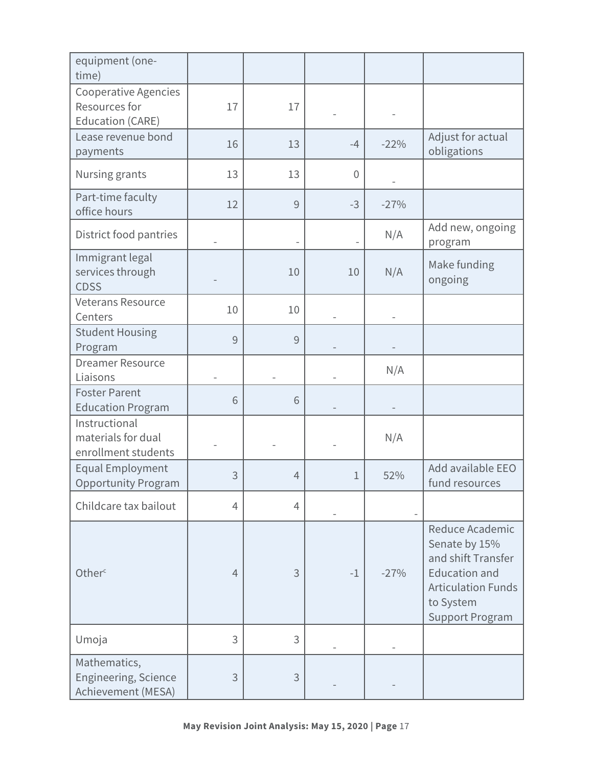| | | | | | |
|---|---|---|---|---|---|
| equipment (one-time) | | | | | |
| Cooperative Agencies Resources for Education (CARE) | 17 | 17 | - | - | |
| Lease revenue bond payments | 16 | 13 | -4 | -22% | Adjust for actual obligations |
| Nursing grants | 13 | 13 | 0 | - | |
| Part-time faculty office hours | 12 | 9 | -3 | -27% | |
| District food pantries | - | - | - | N/A | Add new, ongoing program |
| Immigrant legal services through CDSS | - | 10 | 10 | N/A | Make funding ongoing |
| Veterans Resource Centers | 10 | 10 | - | - | |
| Student Housing Program | 9 | 9 | - | - | |
| Dreamer Resource Liaisons | - | - | - | N/A | |
| Foster Parent Education Program | 6 | 6 | - | - | |
| Instructional materials for dual enrollment students | - | - | - | N/A | |
| Equal Employment Opportunity Program | 3 | 4 | 1 | 52% | Add available EEO fund resources |
| Childcare tax bailout | 4 | 4 | - | - | |
| Other[c] | 4 | 3 | -1 | -27% | Reduce Academic Senate by 15% and shift Transfer Education and Articulation Funds to System Support Program |
| Umoja | 3 | 3 | - | - | |
| Mathematics, Engineering, Science Achievement (MESA) | 3 | 3 | - | - | |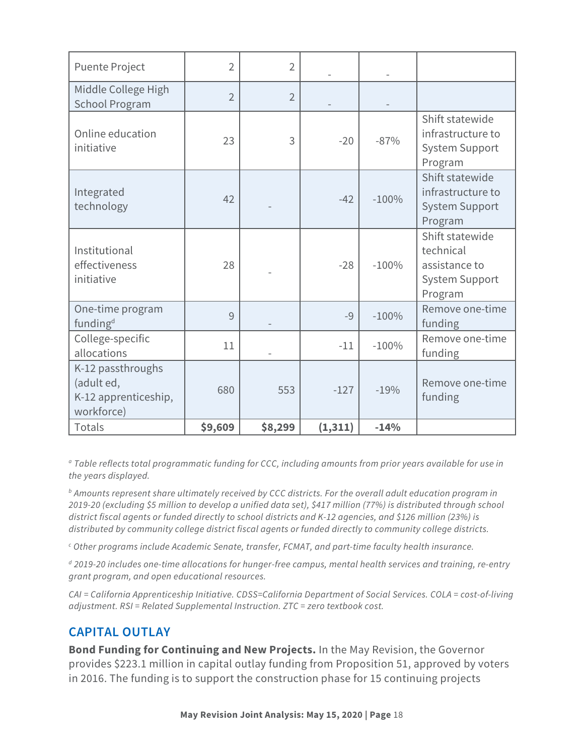| | | | | | |
|---|---|---|---|---|---|
| Puente Project | 2 | 2 | - | - | |
| Middle College High School Program | 2 | 2 | - | - | |
| Online education initiative | 23 | 3 | -20 | -87% | Shift statewide infrastructure to System Support Program |
| Integrated technology | 42 | - | -42 | -100% | Shift statewide infrastructure to System Support Program |
| Institutional effectiveness initiative | 28 | - | -28 | -100% | Shift statewide technical assistance to System Support Program |
| One-time program funding[d] | 9 | - | -9 | -100% | Remove one-time funding |
| College-specific allocations | 11 | - | -11 | -100% | Remove one-time funding |
| K-12 passthroughs (adult ed, K-12 apprenticeship, workforce) | 680 | 553 | -127 | -19% | Remove one-time funding |
| Totals | **$9,609** | **$8,299** | **(1,311)** | **-14%** | |

[a] *Table reflects total programmatic funding for CCC, including amounts from prior years available for use in the years displayed.*

[b] *Amounts represent share ultimately received by CCC districts. For the overall adult education program in 2019-20 (excluding $5 million to develop a unified data set), $417 million (77%) is distributed through school district fiscal agents or funded directly to school districts and K-12 agencies, and $126 million (23%) is distributed by community college district fiscal agents or funded directly to community college districts.*

[c] *Other programs include Academic Senate, transfer, FCMAT, and part-time faculty health insurance.*

[d] *2019-20 includes one-time allocations for hunger-free campus, mental health services and training, re-entry grant program, and open educational resources.*

*CAI = California Apprenticeship Initiative. CDSS=California Department of Social Services. COLA = cost-of-living adjustment. RSI = Related Supplemental Instruction. ZTC = zero textbook cost.*

## CAPITAL OUTLAY

**Bond Funding for Continuing and New Projects.** In the May Revision, the Governor provides $223.1 million in capital outlay funding from Proposition 51, approved by voters in 2016. The funding is to support the construction phase for 15 continuing projects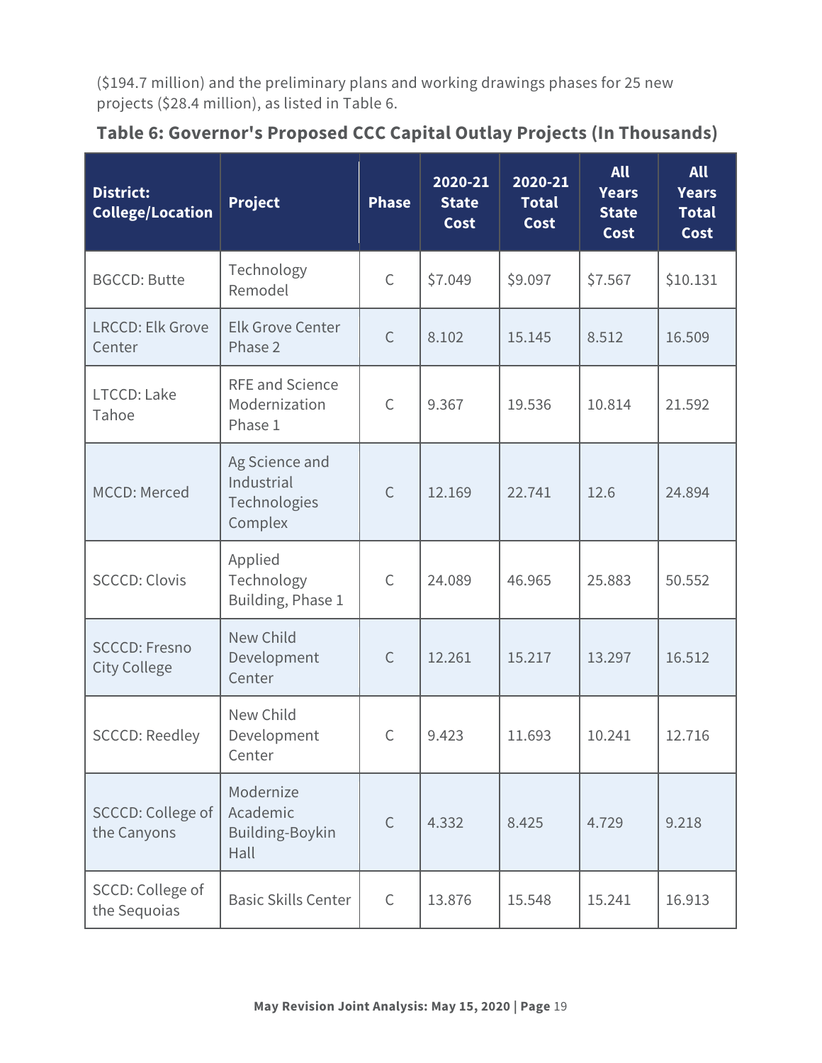($194.7 million) and the preliminary plans and working drawings phases for 25 new projects ($28.4 million), as listed in Table 6.

### Table 6: Governor's Proposed CCC Capital Outlay Projects (In Thousands)

| District: College/Location | Project | Phase | 2020-21 State Cost | 2020-21 Total Cost | All Years State Cost | All Years Total Cost |
|---|---|---|---|---|---|---|
| BGCCD: Butte | Technology Remodel | C | $7.049 | $9.097 | $7.567 | $10.131 |
| LRCCD: Elk Grove Center | Elk Grove Center Phase 2 | C | 8.102 | 15.145 | 8.512 | 16.509 |
| LTCCD: Lake Tahoe | RFE and Science Modernization Phase 1 | C | 9.367 | 19.536 | 10.814 | 21.592 |
| MCCD: Merced | Ag Science and Industrial Technologies Complex | C | 12.169 | 22.741 | 12.6 | 24.894 |
| SCCCD: Clovis | Applied Technology Building, Phase 1 | C | 24.089 | 46.965 | 25.883 | 50.552 |
| SCCCD: Fresno City College | New Child Development Center | C | 12.261 | 15.217 | 13.297 | 16.512 |
| SCCCD: Reedley | New Child Development Center | C | 9.423 | 11.693 | 10.241 | 12.716 |
| SCCCD: College of the Canyons | Modernize Academic Building-Boykin Hall | C | 4.332 | 8.425 | 4.729 | 9.218 |
| SCCD: College of the Sequoias | Basic Skills Center | C | 13.876 | 15.548 | 15.241 | 16.913 |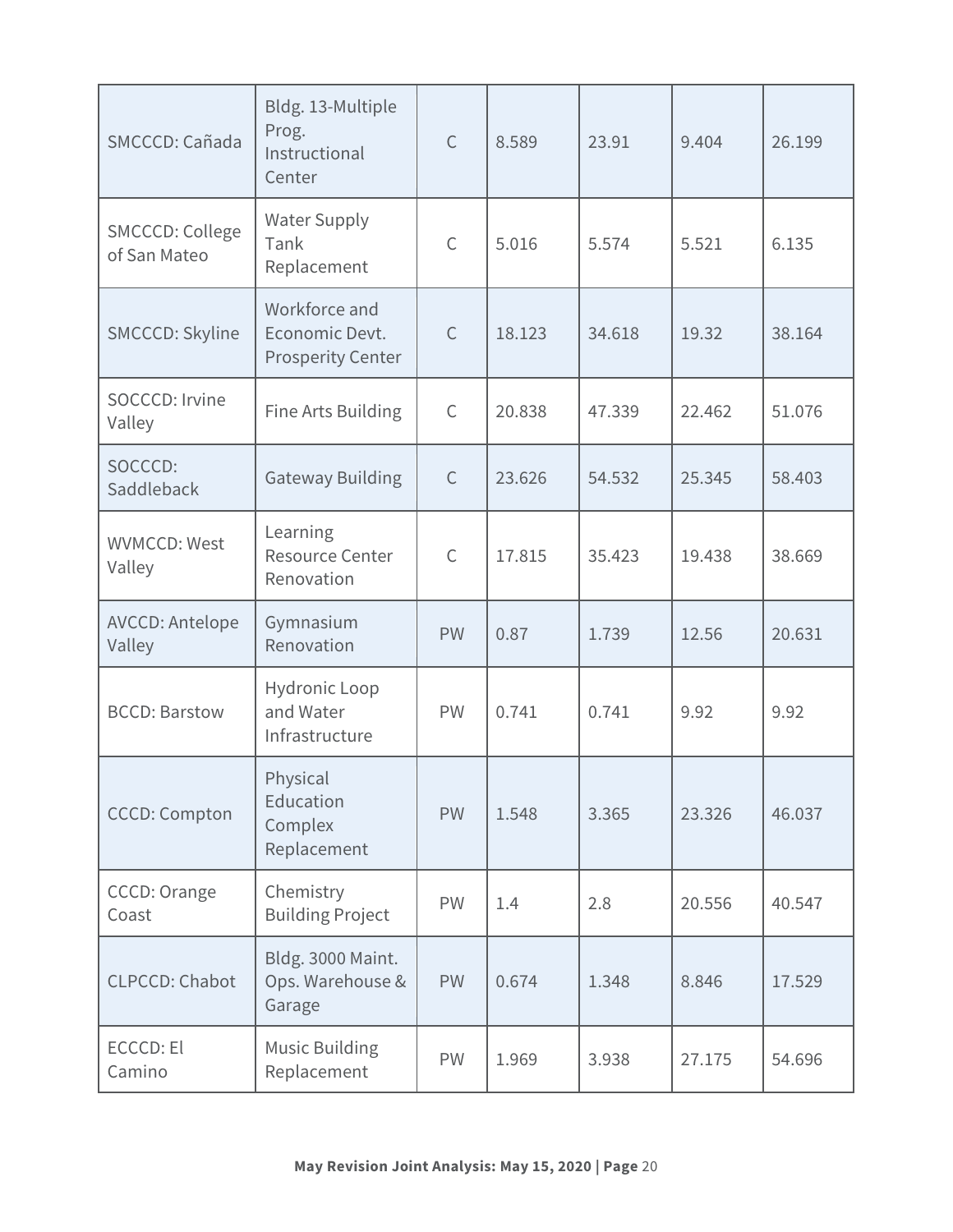| SMCCCD: Cañada | Bldg. 13-Multiple Prog. Instructional Center | C | 8.589 | 23.91 | 9.404 | 26.199 |
|---|---|---|---|---|---|---|
| SMCCCD: College of San Mateo | Water Supply Tank Replacement | C | 5.016 | 5.574 | 5.521 | 6.135 |
| SMCCCD: Skyline | Workforce and Economic Devt. Prosperity Center | C | 18.123 | 34.618 | 19.32 | 38.164 |
| SOCCCD: Irvine Valley | Fine Arts Building | C | 20.838 | 47.339 | 22.462 | 51.076 |
| SOCCCD: Saddleback | Gateway Building | C | 23.626 | 54.532 | 25.345 | 58.403 |
| WVMCCD: West Valley | Learning Resource Center Renovation | C | 17.815 | 35.423 | 19.438 | 38.669 |
| AVCCD: Antelope Valley | Gymnasium Renovation | PW | 0.87 | 1.739 | 12.56 | 20.631 |
| BCCD: Barstow | Hydronic Loop and Water Infrastructure | PW | 0.741 | 0.741 | 9.92 | 9.92 |
| CCCD: Compton | Physical Education Complex Replacement | PW | 1.548 | 3.365 | 23.326 | 46.037 |
| CCCD: Orange Coast | Chemistry Building Project | PW | 1.4 | 2.8 | 20.556 | 40.547 |
| CLPCCD: Chabot | Bldg. 3000 Maint. Ops. Warehouse & Garage | PW | 0.674 | 1.348 | 8.846 | 17.529 |
| ECCCD: El Camino | Music Building Replacement | PW | 1.969 | 3.938 | 27.175 | 54.696 |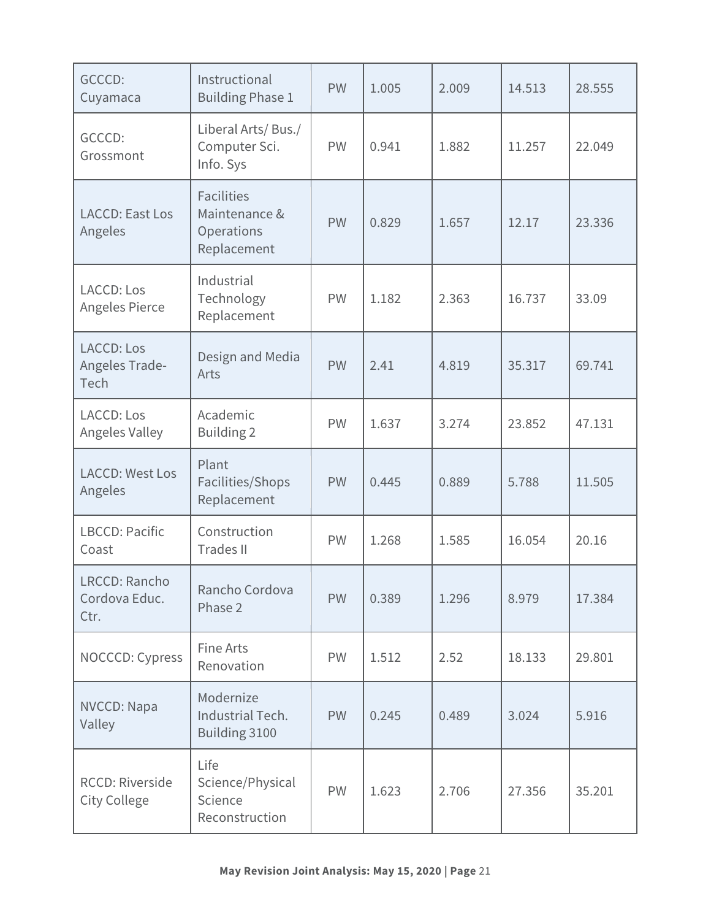| | | | | | | |
|---|---|---|---|---|---|---|
| GCCCD: Cuyamaca | Instructional Building Phase 1 | PW | 1.005 | 2.009 | 14.513 | 28.555 |
| GCCCD: Grossmont | Liberal Arts/ Bus./ Computer Sci. Info. Sys | PW | 0.941 | 1.882 | 11.257 | 22.049 |
| LACCD: East Los Angeles | Facilities Maintenance & Operations Replacement | PW | 0.829 | 1.657 | 12.17 | 23.336 |
| LACCD: Los Angeles Pierce | Industrial Technology Replacement | PW | 1.182 | 2.363 | 16.737 | 33.09 |
| LACCD: Los Angeles Trade-Tech | Design and Media Arts | PW | 2.41 | 4.819 | 35.317 | 69.741 |
| LACCD: Los Angeles Valley | Academic Building 2 | PW | 1.637 | 3.274 | 23.852 | 47.131 |
| LACCD: West Los Angeles | Plant Facilities/Shops Replacement | PW | 0.445 | 0.889 | 5.788 | 11.505 |
| LBCCD: Pacific Coast | Construction Trades II | PW | 1.268 | 1.585 | 16.054 | 20.16 |
| LRCCD: Rancho Cordova Educ. Ctr. | Rancho Cordova Phase 2 | PW | 0.389 | 1.296 | 8.979 | 17.384 |
| NOCCCD: Cypress | Fine Arts Renovation | PW | 1.512 | 2.52 | 18.133 | 29.801 |
| NVCCD: Napa Valley | Modernize Industrial Tech. Building 3100 | PW | 0.245 | 0.489 | 3.024 | 5.916 |
| RCCD: Riverside City College | Life Science/Physical Science Reconstruction | PW | 1.623 | 2.706 | 27.356 | 35.201 |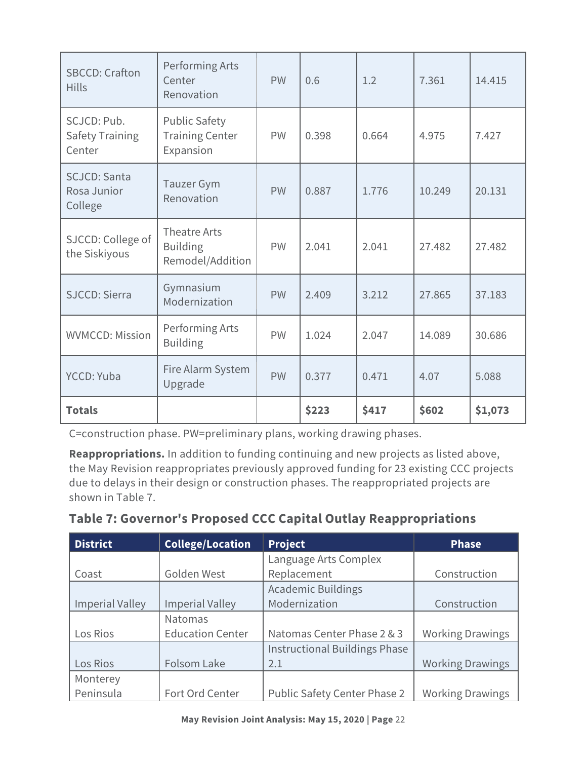| | | | | | | |
|---|---|---|---|---|---|---|
| SBCCD: Crafton Hills | Performing Arts Center Renovation | PW | 0.6 | 1.2 | 7.361 | 14.415 |
| SCJCD: Pub. Safety Training Center | Public Safety Training Center Expansion | PW | 0.398 | 0.664 | 4.975 | 7.427 |
| SCJCD: Santa Rosa Junior College | Tauzer Gym Renovation | PW | 0.887 | 1.776 | 10.249 | 20.131 |
| SJCCD: College of the Siskiyous | Theatre Arts Building Remodel/Addition | PW | 2.041 | 2.041 | 27.482 | 27.482 |
| SJCCD: Sierra | Gymnasium Modernization | PW | 2.409 | 3.212 | 27.865 | 37.183 |
| WVMCCD: Mission | Performing Arts Building | PW | 1.024 | 2.047 | 14.089 | 30.686 |
| YCCD: Yuba | Fire Alarm System Upgrade | PW | 0.377 | 0.471 | 4.07 | 5.088 |
| **Totals** | | | **$223** | **$417** | **$602** | **$1,073** |

C=construction phase. PW=preliminary plans, working drawing phases.

**Reappropriations.** In addition to funding continuing and new projects as listed above, the May Revision reappropriates previously approved funding for 23 existing CCC projects due to delays in their design or construction phases. The reappropriated projects are shown in Table 7.

### Table 7: Governor's Proposed CCC Capital Outlay Reappropriations

| District | College/Location | Project | Phase |
|---|---|---|---|
| Coast | Golden West | Language Arts Complex Replacement | Construction |
| Imperial Valley | Imperial Valley | Academic Buildings Modernization | Construction |
| Los Rios | Natomas Education Center | Natomas Center Phase 2 & 3 | Working Drawings |
| Los Rios | Folsom Lake | Instructional Buildings Phase 2.1 | Working Drawings |
| Monterey Peninsula | Fort Ord Center | Public Safety Center Phase 2 | Working Drawings |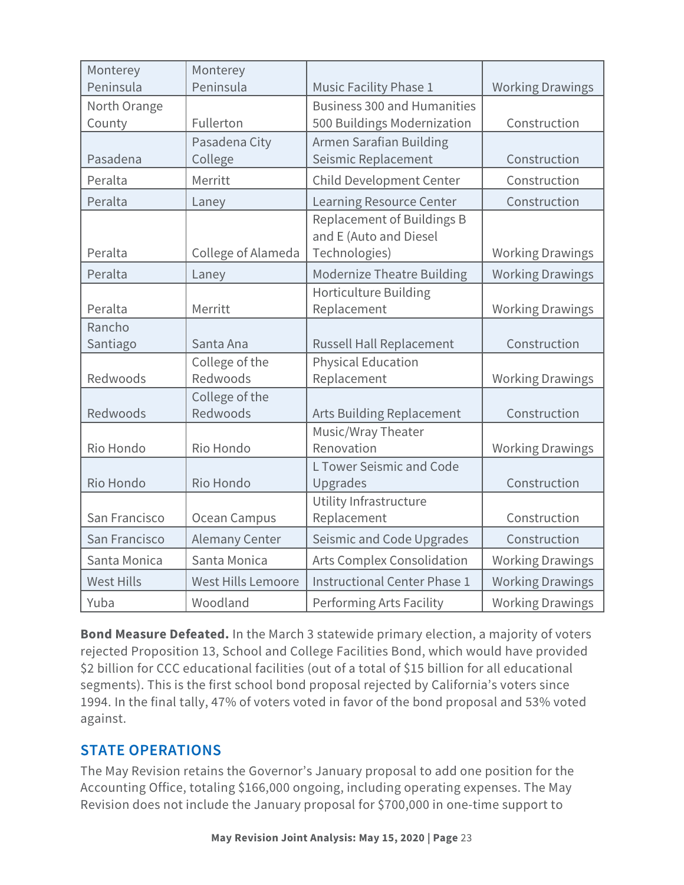| Monterey Peninsula | Monterey Peninsula | Music Facility Phase 1 | Working Drawings |
|---|---|---|---|
| North Orange County | Fullerton | Business 300 and Humanities 500 Buildings Modernization | Construction |
| Pasadena | Pasadena City College | Armen Sarafian Building Seismic Replacement | Construction |
| Peralta | Merritt | Child Development Center | Construction |
| Peralta | Laney | Learning Resource Center | Construction |
| Peralta | College of Alameda | Replacement of Buildings B and E (Auto and Diesel Technologies) | Working Drawings |
| Peralta | Laney | Modernize Theatre Building | Working Drawings |
| Peralta | Merritt | Horticulture Building Replacement | Working Drawings |
| Rancho Santiago | Santa Ana | Russell Hall Replacement | Construction |
| Redwoods | College of the Redwoods | Physical Education Replacement | Working Drawings |
| Redwoods | College of the Redwoods | Arts Building Replacement | Construction |
| Rio Hondo | Rio Hondo | Music/Wray Theater Renovation | Working Drawings |
| Rio Hondo | Rio Hondo | L Tower Seismic and Code Upgrades | Construction |
| San Francisco | Ocean Campus | Utility Infrastructure Replacement | Construction |
| San Francisco | Alemany Center | Seismic and Code Upgrades | Construction |
| Santa Monica | Santa Monica | Arts Complex Consolidation | Working Drawings |
| West Hills | West Hills Lemoore | Instructional Center Phase 1 | Working Drawings |
| Yuba | Woodland | Performing Arts Facility | Working Drawings |

**Bond Measure Defeated.** In the March 3 statewide primary election, a majority of voters rejected Proposition 13, School and College Facilities Bond, which would have provided $2 billion for CCC educational facilities (out of a total of $15 billion for all educational segments). This is the first school bond proposal rejected by California's voters since 1994. In the final tally, 47% of voters voted in favor of the bond proposal and 53% voted against.

## STATE OPERATIONS

The May Revision retains the Governor's January proposal to add one position for the Accounting Office, totaling $166,000 ongoing, including operating expenses. The May Revision does not include the January proposal for $700,000 in one-time support to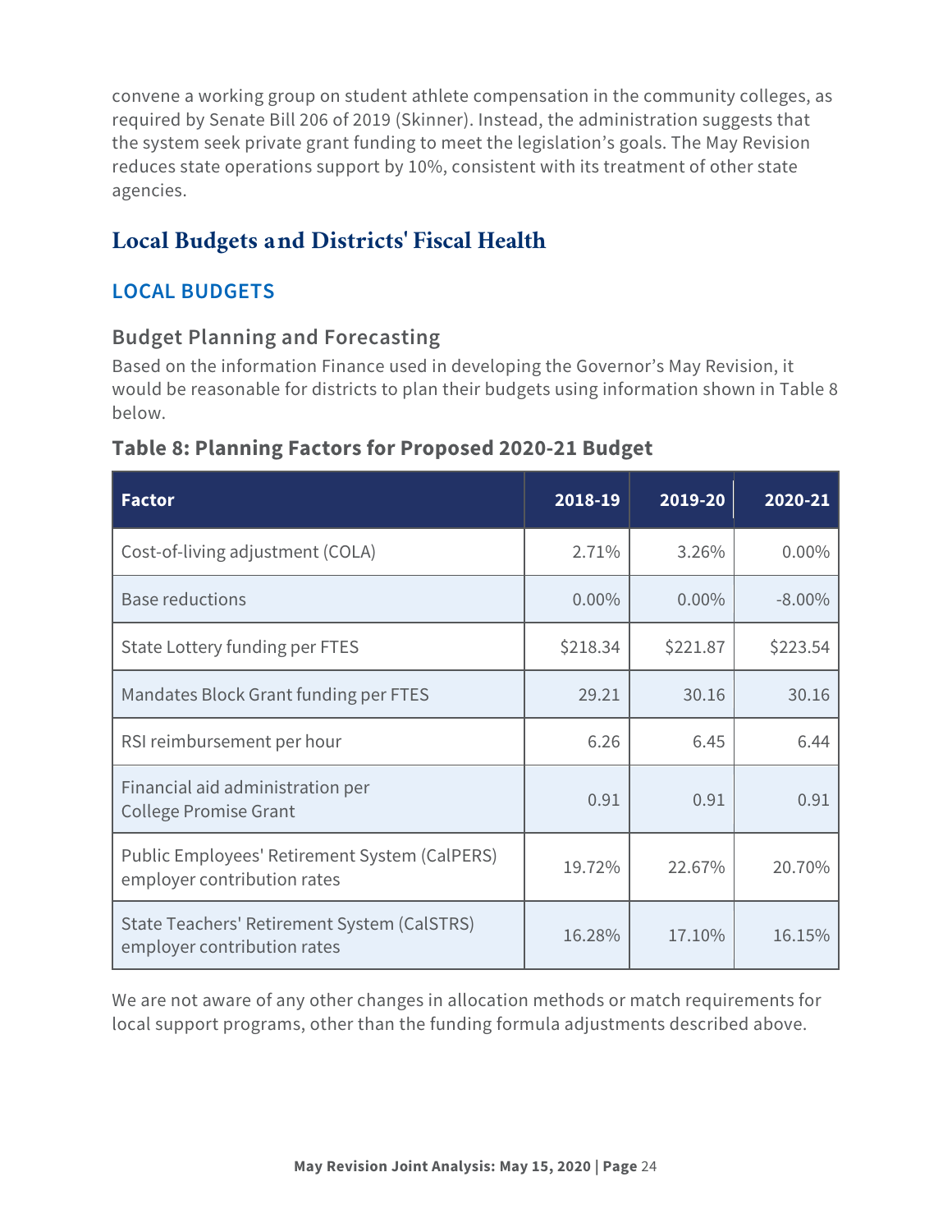convene a working group on student athlete compensation in the community colleges, as required by Senate Bill 206 of 2019 (Skinner). Instead, the administration suggests that the system seek private grant funding to meet the legislation's goals. The May Revision reduces state operations support by 10%, consistent with its treatment of other state agencies.

## Local Budgets and Districts' Fiscal Health

### LOCAL BUDGETS

#### Budget Planning and Forecasting

Based on the information Finance used in developing the Governor's May Revision, it would be reasonable for districts to plan their budgets using information shown in Table 8 below.

**Table 8: Planning Factors for Proposed 2020-21 Budget**

| Factor | 2018-19 | 2019-20 | 2020-21 |
| --- | --- | --- | --- |
| Cost-of-living adjustment (COLA) | 2.71% | 3.26% | 0.00% |
| Base reductions | 0.00% | 0.00% | -8.00% |
| State Lottery funding per FTES | $218.34 | $221.87 | $223.54 |
| Mandates Block Grant funding per FTES | 29.21 | 30.16 | 30.16 |
| RSI reimbursement per hour | 6.26 | 6.45 | 6.44 |
| Financial aid administration per College Promise Grant | 0.91 | 0.91 | 0.91 |
| Public Employees' Retirement System (CalPERS) employer contribution rates | 19.72% | 22.67% | 20.70% |
| State Teachers' Retirement System (CalSTRS) employer contribution rates | 16.28% | 17.10% | 16.15% |

We are not aware of any other changes in allocation methods or match requirements for local support programs, other than the funding formula adjustments described above.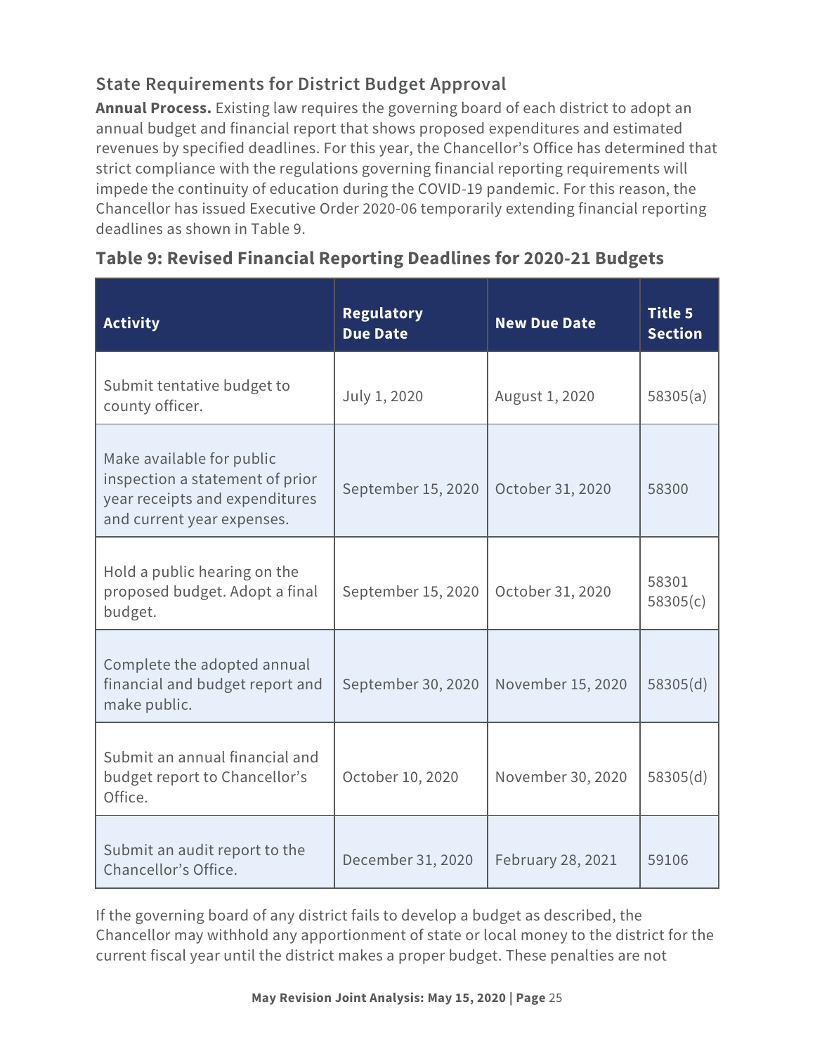## State Requirements for District Budget Approval

**Annual Process.** Existing law requires the governing board of each district to adopt an annual budget and financial report that shows proposed expenditures and estimated revenues by specified deadlines. For this year, the Chancellor's Office has determined that strict compliance with the regulations governing financial reporting requirements will impede the continuity of education during the COVID-19 pandemic. For this reason, the Chancellor has issued Executive Order 2020-06 temporarily extending financial reporting deadlines as shown in Table 9.

### Table 9: Revised Financial Reporting Deadlines for 2020-21 Budgets

| Activity | Regulatory Due Date | New Due Date | Title 5 Section |
|---|---|---|---|
| Submit tentative budget to county officer. | July 1, 2020 | August 1, 2020 | 58305(a) |
| Make available for public inspection a statement of prior year receipts and expenditures and current year expenses. | September 15, 2020 | October 31, 2020 | 58300 |
| Hold a public hearing on the proposed budget. Adopt a final budget. | September 15, 2020 | October 31, 2020 | 58301 58305(c) |
| Complete the adopted annual financial and budget report and make public. | September 30, 2020 | November 15, 2020 | 58305(d) |
| Submit an annual financial and budget report to Chancellor's Office. | October 10, 2020 | November 30, 2020 | 58305(d) |
| Submit an audit report to the Chancellor's Office. | December 31, 2020 | February 28, 2021 | 59106 |

If the governing board of any district fails to develop a budget as described, the Chancellor may withhold any apportionment of state or local money to the district for the current fiscal year until the district makes a proper budget. These penalties are not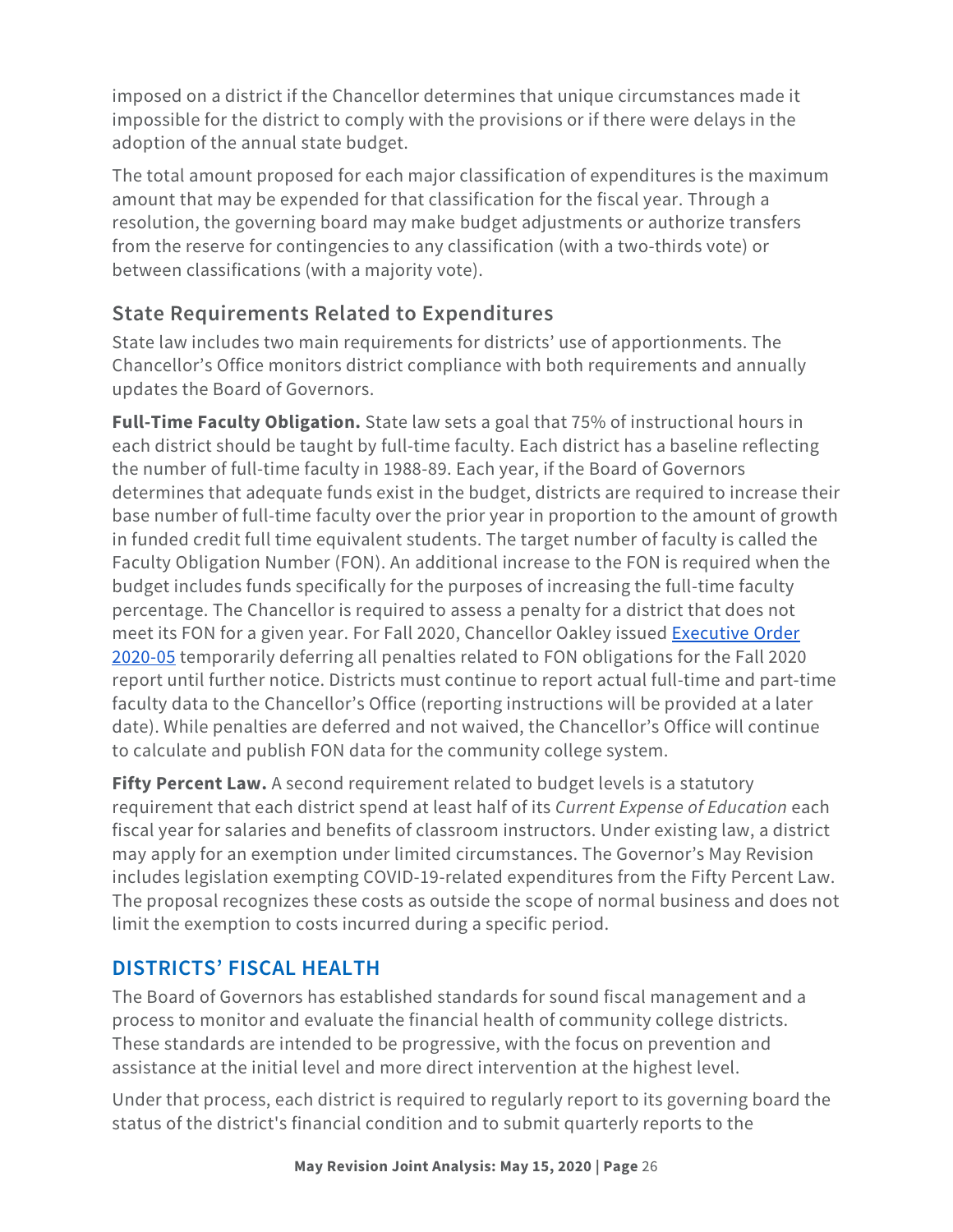imposed on a district if the Chancellor determines that unique circumstances made it impossible for the district to comply with the provisions or if there were delays in the adoption of the annual state budget.

The total amount proposed for each major classification of expenditures is the maximum amount that may be expended for that classification for the fiscal year. Through a resolution, the governing board may make budget adjustments or authorize transfers from the reserve for contingencies to any classification (with a two-thirds vote) or between classifications (with a majority vote).

### State Requirements Related to Expenditures

State law includes two main requirements for districts' use of apportionments. The Chancellor's Office monitors district compliance with both requirements and annually updates the Board of Governors.

**Full-Time Faculty Obligation.** State law sets a goal that 75% of instructional hours in each district should be taught by full-time faculty. Each district has a baseline reflecting the number of full-time faculty in 1988-89. Each year, if the Board of Governors determines that adequate funds exist in the budget, districts are required to increase their base number of full-time faculty over the prior year in proportion to the amount of growth in funded credit full time equivalent students. The target number of faculty is called the Faculty Obligation Number (FON). An additional increase to the FON is required when the budget includes funds specifically for the purposes of increasing the full-time faculty percentage. The Chancellor is required to assess a penalty for a district that does not meet its FON for a given year. For Fall 2020, Chancellor Oakley issued Executive Order 2020-05 temporarily deferring all penalties related to FON obligations for the Fall 2020 report until further notice. Districts must continue to report actual full-time and part-time faculty data to the Chancellor's Office (reporting instructions will be provided at a later date). While penalties are deferred and not waived, the Chancellor's Office will continue to calculate and publish FON data for the community college system.

**Fifty Percent Law.** A second requirement related to budget levels is a statutory requirement that each district spend at least half of its *Current Expense of Education* each fiscal year for salaries and benefits of classroom instructors. Under existing law, a district may apply for an exemption under limited circumstances. The Governor's May Revision includes legislation exempting COVID-19-related expenditures from the Fifty Percent Law. The proposal recognizes these costs as outside the scope of normal business and does not limit the exemption to costs incurred during a specific period.

## DISTRICTS' FISCAL HEALTH

The Board of Governors has established standards for sound fiscal management and a process to monitor and evaluate the financial health of community college districts. These standards are intended to be progressive, with the focus on prevention and assistance at the initial level and more direct intervention at the highest level.

Under that process, each district is required to regularly report to its governing board the status of the district's financial condition and to submit quarterly reports to the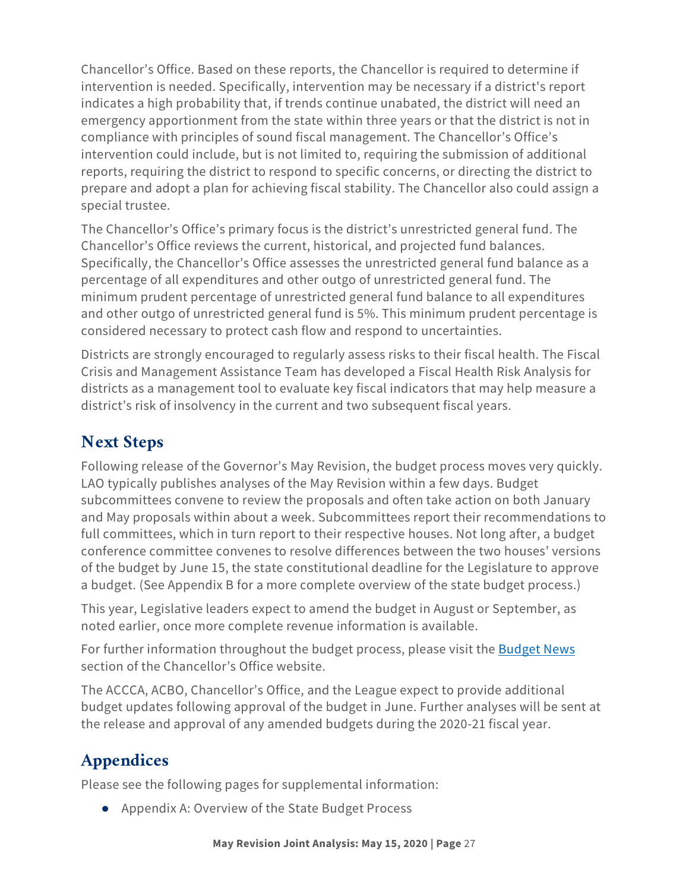Chancellor's Office. Based on these reports, the Chancellor is required to determine if intervention is needed. Specifically, intervention may be necessary if a district's report indicates a high probability that, if trends continue unabated, the district will need an emergency apportionment from the state within three years or that the district is not in compliance with principles of sound fiscal management. The Chancellor's Office's intervention could include, but is not limited to, requiring the submission of additional reports, requiring the district to respond to specific concerns, or directing the district to prepare and adopt a plan for achieving fiscal stability. The Chancellor also could assign a special trustee.

The Chancellor's Office's primary focus is the district's unrestricted general fund. The Chancellor's Office reviews the current, historical, and projected fund balances. Specifically, the Chancellor's Office assesses the unrestricted general fund balance as a percentage of all expenditures and other outgo of unrestricted general fund. The minimum prudent percentage of unrestricted general fund balance to all expenditures and other outgo of unrestricted general fund is 5%. This minimum prudent percentage is considered necessary to protect cash flow and respond to uncertainties.

Districts are strongly encouraged to regularly assess risks to their fiscal health. The Fiscal Crisis and Management Assistance Team has developed a Fiscal Health Risk Analysis for districts as a management tool to evaluate key fiscal indicators that may help measure a district's risk of insolvency in the current and two subsequent fiscal years.

## Next Steps

Following release of the Governor's May Revision, the budget process moves very quickly. LAO typically publishes analyses of the May Revision within a few days. Budget subcommittees convene to review the proposals and often take action on both January and May proposals within about a week. Subcommittees report their recommendations to full committees, which in turn report to their respective houses. Not long after, a budget conference committee convenes to resolve differences between the two houses' versions of the budget by June 15, the state constitutional deadline for the Legislature to approve a budget. (See Appendix B for a more complete overview of the state budget process.)

This year, Legislative leaders expect to amend the budget in August or September, as noted earlier, once more complete revenue information is available.

For further information throughout the budget process, please visit the [Budget News] section of the Chancellor's Office website.

The ACCCA, ACBO, Chancellor's Office, and the League expect to provide additional budget updates following approval of the budget in June. Further analyses will be sent at the release and approval of any amended budgets during the 2020-21 fiscal year.

## Appendices

Please see the following pages for supplemental information:

- Appendix A: Overview of the State Budget Process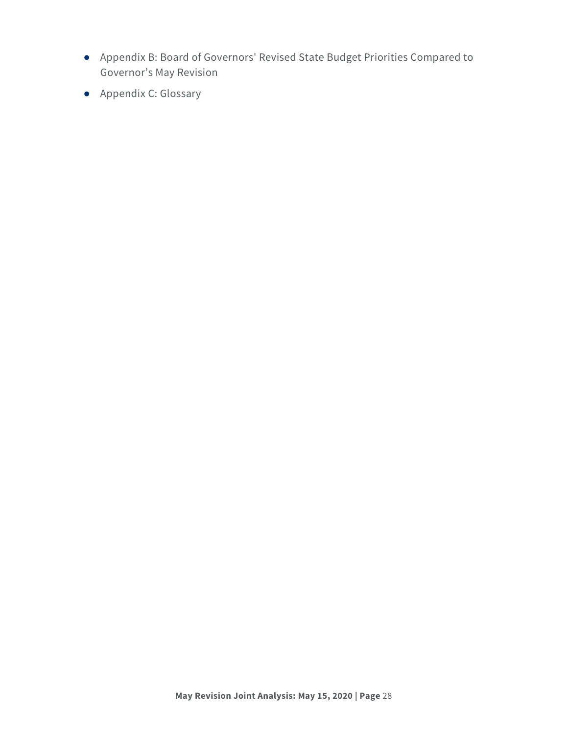- Appendix B: Board of Governors' Revised State Budget Priorities Compared to Governor’s May Revision
- Appendix C: Glossary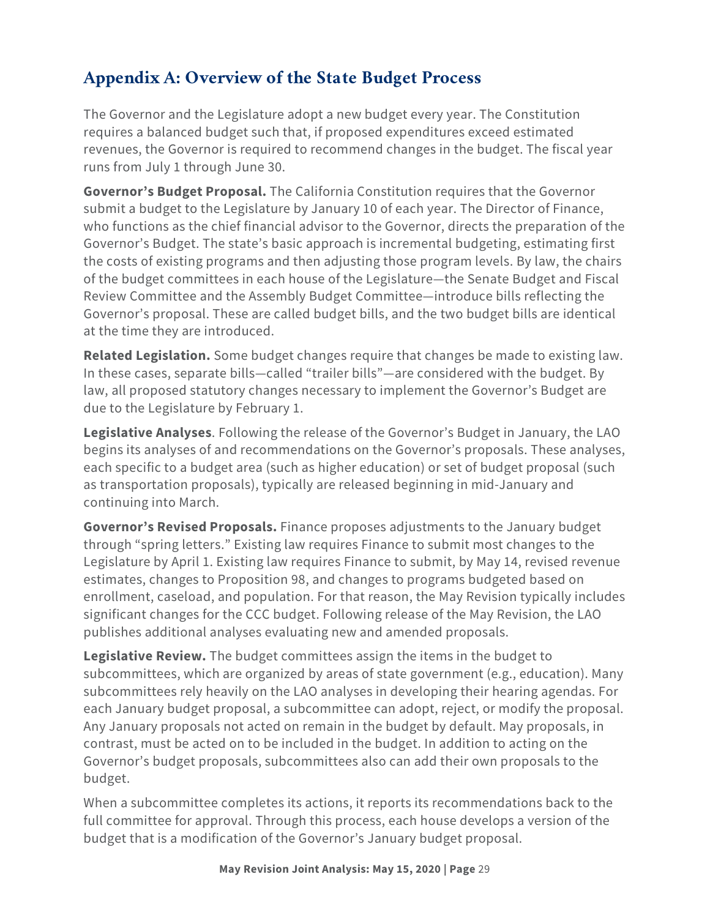## Appendix A: Overview of the State Budget Process

The Governor and the Legislature adopt a new budget every year. The Constitution requires a balanced budget such that, if proposed expenditures exceed estimated revenues, the Governor is required to recommend changes in the budget. The fiscal year runs from July 1 through June 30.

**Governor's Budget Proposal.** The California Constitution requires that the Governor submit a budget to the Legislature by January 10 of each year. The Director of Finance, who functions as the chief financial advisor to the Governor, directs the preparation of the Governor's Budget. The state's basic approach is incremental budgeting, estimating first the costs of existing programs and then adjusting those program levels. By law, the chairs of the budget committees in each house of the Legislature—the Senate Budget and Fiscal Review Committee and the Assembly Budget Committee—introduce bills reflecting the Governor's proposal. These are called budget bills, and the two budget bills are identical at the time they are introduced.

**Related Legislation.** Some budget changes require that changes be made to existing law. In these cases, separate bills—called "trailer bills"—are considered with the budget. By law, all proposed statutory changes necessary to implement the Governor's Budget are due to the Legislature by February 1.

**Legislative Analyses**. Following the release of the Governor's Budget in January, the LAO begins its analyses of and recommendations on the Governor's proposals. These analyses, each specific to a budget area (such as higher education) or set of budget proposal (such as transportation proposals), typically are released beginning in mid-January and continuing into March.

**Governor's Revised Proposals.** Finance proposes adjustments to the January budget through "spring letters." Existing law requires Finance to submit most changes to the Legislature by April 1. Existing law requires Finance to submit, by May 14, revised revenue estimates, changes to Proposition 98, and changes to programs budgeted based on enrollment, caseload, and population. For that reason, the May Revision typically includes significant changes for the CCC budget. Following release of the May Revision, the LAO publishes additional analyses evaluating new and amended proposals.

**Legislative Review.** The budget committees assign the items in the budget to subcommittees, which are organized by areas of state government (e.g., education). Many subcommittees rely heavily on the LAO analyses in developing their hearing agendas. For each January budget proposal, a subcommittee can adopt, reject, or modify the proposal. Any January proposals not acted on remain in the budget by default. May proposals, in contrast, must be acted on to be included in the budget. In addition to acting on the Governor's budget proposals, subcommittees also can add their own proposals to the budget.

When a subcommittee completes its actions, it reports its recommendations back to the full committee for approval. Through this process, each house develops a version of the budget that is a modification of the Governor's January budget proposal.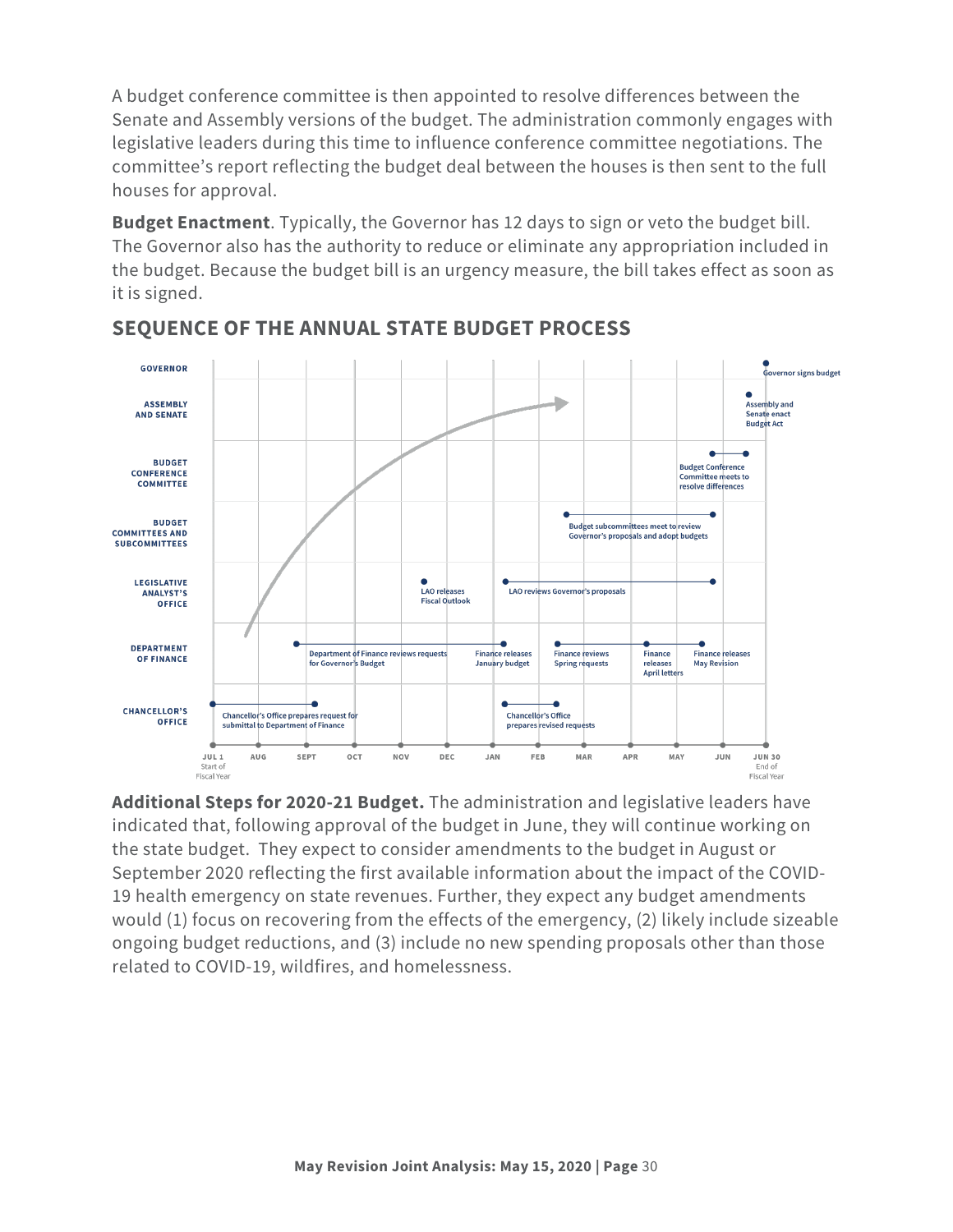A budget conference committee is then appointed to resolve differences between the Senate and Assembly versions of the budget. The administration commonly engages with legislative leaders during this time to influence conference committee negotiations. The committee's report reflecting the budget deal between the houses is then sent to the full houses for approval.

**Budget Enactment**. Typically, the Governor has 12 days to sign or veto the budget bill. The Governor also has the authority to reduce or eliminate any appropriation included in the budget. Because the budget bill is an urgency measure, the bill takes effect as soon as it is signed.

## SEQUENCE OF THE ANNUAL STATE BUDGET PROCESS

| Entity | Timeline (JUL 1 Start of Fiscal Year – JUN 30 End of Fiscal Year) |
|---|---|
| GOVERNOR | Governor signs budget (end of June) |
| ASSEMBLY AND SENATE | Assembly and Senate enact Budget Act (mid-June) |
| BUDGET CONFERENCE COMMITTEE | Budget Conference Committee meets to resolve differences (late May – mid-June) |
| BUDGET COMMITTEES AND SUBCOMMITTEES | Budget subcommittees meet to review Governor's proposals and adopt budgets (late February – late May) |
| LEGISLATIVE ANALYST'S OFFICE | LAO releases Fiscal Outlook (November); LAO reviews Governor's proposals (January – late May) |
| DEPARTMENT OF FINANCE | Department of Finance reviews requests for Governor's Budget (late August – January); Finance releases January budget (January); Finance reviews Spring requests (February – April); Finance releases April letters (April); Finance releases May Revision (May) |
| CHANCELLOR'S OFFICE | Chancellor's Office prepares request for submittal to Department of Finance (July – September); Chancellor's Office prepares revised requests (January – February) |

**Additional Steps for 2020-21 Budget.** The administration and legislative leaders have indicated that, following approval of the budget in June, they will continue working on the state budget. They expect to consider amendments to the budget in August or September 2020 reflecting the first available information about the impact of the COVID-19 health emergency on state revenues. Further, they expect any budget amendments would (1) focus on recovering from the effects of the emergency, (2) likely include sizeable ongoing budget reductions, and (3) include no new spending proposals other than those related to COVID-19, wildfires, and homelessness.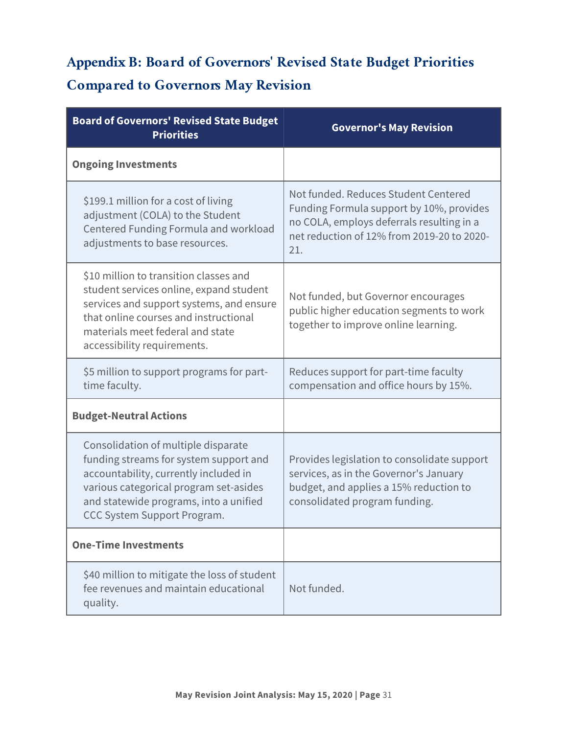## Appendix B: Board of Governors' Revised State Budget Priorities Compared to Governors May Revision

| Board of Governors' Revised State Budget Priorities | Governor's May Revision |
|---|---|
| **Ongoing Investments** | |
| $199.1 million for a cost of living adjustment (COLA) to the Student Centered Funding Formula and workload adjustments to base resources. | Not funded. Reduces Student Centered Funding Formula support by 10%, provides no COLA, employs deferrals resulting in a net reduction of 12% from 2019-20 to 2020-21. |
| $10 million to transition classes and student services online, expand student services and support systems, and ensure that online courses and instructional materials meet federal and state accessibility requirements. | Not funded, but Governor encourages public higher education segments to work together to improve online learning. |
| $5 million to support programs for part-time faculty. | Reduces support for part-time faculty compensation and office hours by 15%. |
| **Budget-Neutral Actions** | |
| Consolidation of multiple disparate funding streams for system support and accountability, currently included in various categorical program set-asides and statewide programs, into a unified CCC System Support Program. | Provides legislation to consolidate support services, as in the Governor's January budget, and applies a 15% reduction to consolidated program funding. |
| **One-Time Investments** | |
| $40 million to mitigate the loss of student fee revenues and maintain educational quality. | Not funded. |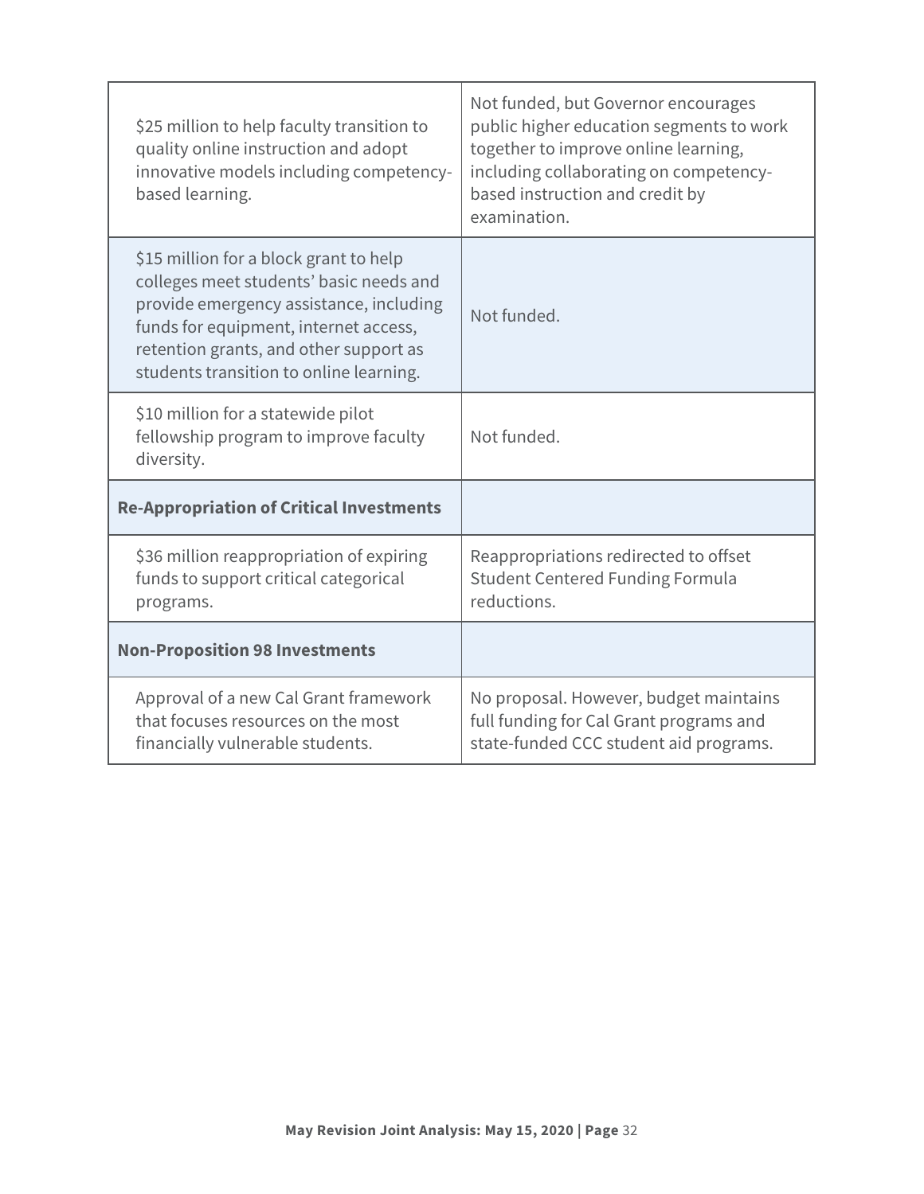| | |
|---|---|
| $25 million to help faculty transition to quality online instruction and adopt innovative models including competency-based learning. | Not funded, but Governor encourages public higher education segments to work together to improve online learning, including collaborating on competency-based instruction and credit by examination. |
| $15 million for a block grant to help colleges meet students' basic needs and provide emergency assistance, including funds for equipment, internet access, retention grants, and other support as students transition to online learning. | Not funded. |
| $10 million for a statewide pilot fellowship program to improve faculty diversity. | Not funded. |
| **Re-Appropriation of Critical Investments** | |
| $36 million reappropriation of expiring funds to support critical categorical programs. | Reappropriations redirected to offset Student Centered Funding Formula reductions. |
| **Non-Proposition 98 Investments** | |
| Approval of a new Cal Grant framework that focuses resources on the most financially vulnerable students. | No proposal. However, budget maintains full funding for Cal Grant programs and state-funded CCC student aid programs. |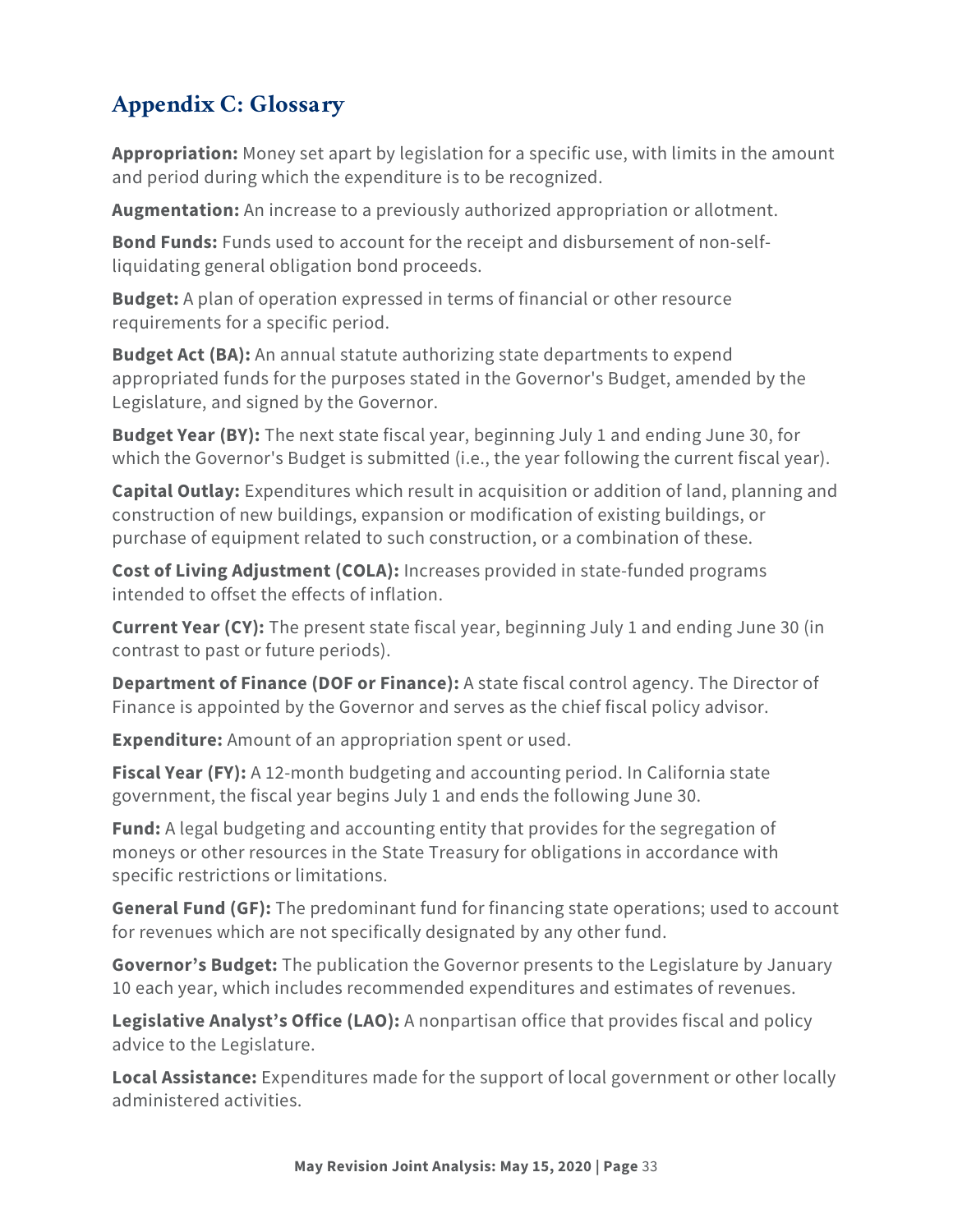## Appendix C: Glossary

**Appropriation:** Money set apart by legislation for a specific use, with limits in the amount and period during which the expenditure is to be recognized.

**Augmentation:** An increase to a previously authorized appropriation or allotment.

**Bond Funds:** Funds used to account for the receipt and disbursement of non-self-liquidating general obligation bond proceeds.

**Budget:** A plan of operation expressed in terms of financial or other resource requirements for a specific period.

**Budget Act (BA):** An annual statute authorizing state departments to expend appropriated funds for the purposes stated in the Governor's Budget, amended by the Legislature, and signed by the Governor.

**Budget Year (BY):** The next state fiscal year, beginning July 1 and ending June 30, for which the Governor's Budget is submitted (i.e., the year following the current fiscal year).

**Capital Outlay:** Expenditures which result in acquisition or addition of land, planning and construction of new buildings, expansion or modification of existing buildings, or purchase of equipment related to such construction, or a combination of these.

**Cost of Living Adjustment (COLA):** Increases provided in state-funded programs intended to offset the effects of inflation.

**Current Year (CY):** The present state fiscal year, beginning July 1 and ending June 30 (in contrast to past or future periods).

**Department of Finance (DOF or Finance):** A state fiscal control agency. The Director of Finance is appointed by the Governor and serves as the chief fiscal policy advisor.

**Expenditure:** Amount of an appropriation spent or used.

**Fiscal Year (FY):** A 12-month budgeting and accounting period. In California state government, the fiscal year begins July 1 and ends the following June 30.

**Fund:** A legal budgeting and accounting entity that provides for the segregation of moneys or other resources in the State Treasury for obligations in accordance with specific restrictions or limitations.

**General Fund (GF):** The predominant fund for financing state operations; used to account for revenues which are not specifically designated by any other fund.

**Governor's Budget:** The publication the Governor presents to the Legislature by January 10 each year, which includes recommended expenditures and estimates of revenues.

**Legislative Analyst's Office (LAO):** A nonpartisan office that provides fiscal and policy advice to the Legislature.

**Local Assistance:** Expenditures made for the support of local government or other locally administered activities.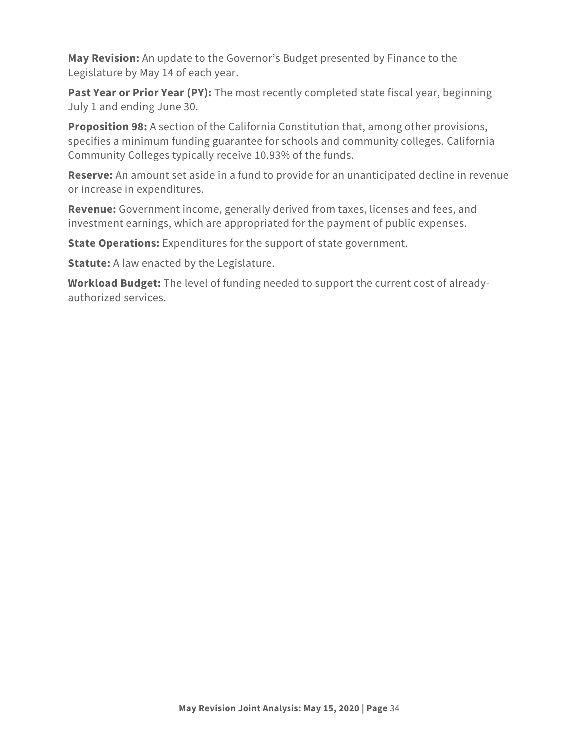**May Revision:** An update to the Governor's Budget presented by Finance to the Legislature by May 14 of each year.

**Past Year or Prior Year (PY):** The most recently completed state fiscal year, beginning July 1 and ending June 30.

**Proposition 98:** A section of the California Constitution that, among other provisions, specifies a minimum funding guarantee for schools and community colleges. California Community Colleges typically receive 10.93% of the funds.

**Reserve:** An amount set aside in a fund to provide for an unanticipated decline in revenue or increase in expenditures.

**Revenue:** Government income, generally derived from taxes, licenses and fees, and investment earnings, which are appropriated for the payment of public expenses.

**State Operations:** Expenditures for the support of state government.

**Statute:** A law enacted by the Legislature.

**Workload Budget:** The level of funding needed to support the current cost of already-authorized services.